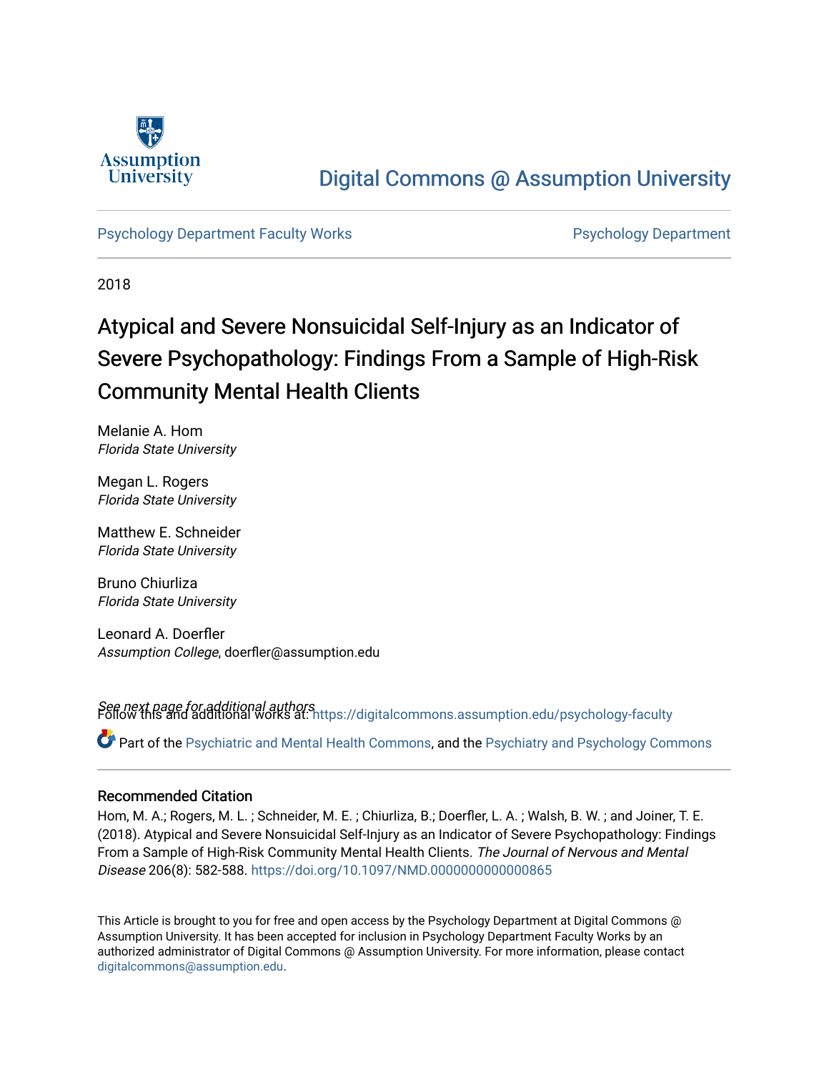Assumption University

# Digital Commons @ Assumption University

Psychology Department Faculty Works | Psychology Department

2018

# Atypical and Severe Nonsuicidal Self-Injury as an Indicator of Severe Psychopathology: Findings From a Sample of High-Risk Community Mental Health Clients

Melanie A. Hom
*Florida State University*

Megan L. Rogers
*Florida State University*

Matthew E. Schneider
*Florida State University*

Bruno Chiurliza
*Florida State University*

Leonard A. Doerfler
*Assumption College*, doerfler@assumption.edu

*See next page for additional authors*

Follow this and additional works at: https://digitalcommons.assumption.edu/psychology-faculty

Part of the Psychiatric and Mental Health Commons, and the Psychiatry and Psychology Commons

## Recommended Citation

Hom, M. A.; Rogers, M. L. ; Schneider, M. E. ; Chiurliza, B.; Doerfler, L. A. ; Walsh, B. W. ; and Joiner, T. E. (2018). Atypical and Severe Nonsuicidal Self-Injury as an Indicator of Severe Psychopathology: Findings From a Sample of High-Risk Community Mental Health Clients. *The Journal of Nervous and Mental Disease* 206(8): 582-588. https://doi.org/10.1097/NMD.0000000000000865

This Article is brought to you for free and open access by the Psychology Department at Digital Commons @ Assumption University. It has been accepted for inclusion in Psychology Department Faculty Works by an authorized administrator of Digital Commons @ Assumption University. For more information, please contact digitalcommons@assumption.edu.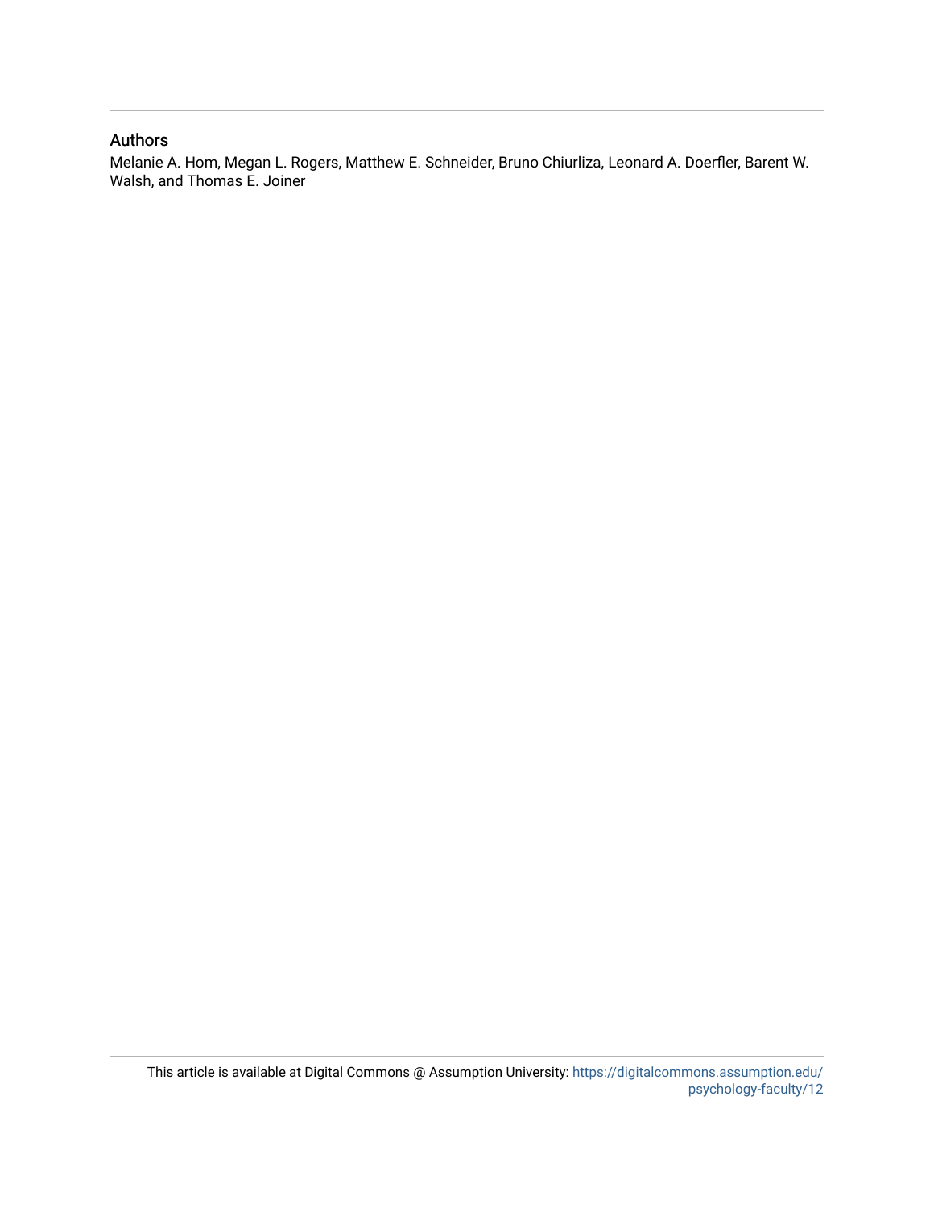## Authors

Melanie A. Hom, Megan L. Rogers, Matthew E. Schneider, Bruno Chiurliza, Leonard A. Doerfler, Barent W. Walsh, and Thomas E. Joiner

This article is available at Digital Commons @ Assumption University: https://digitalcommons.assumption.edu/psychology-faculty/12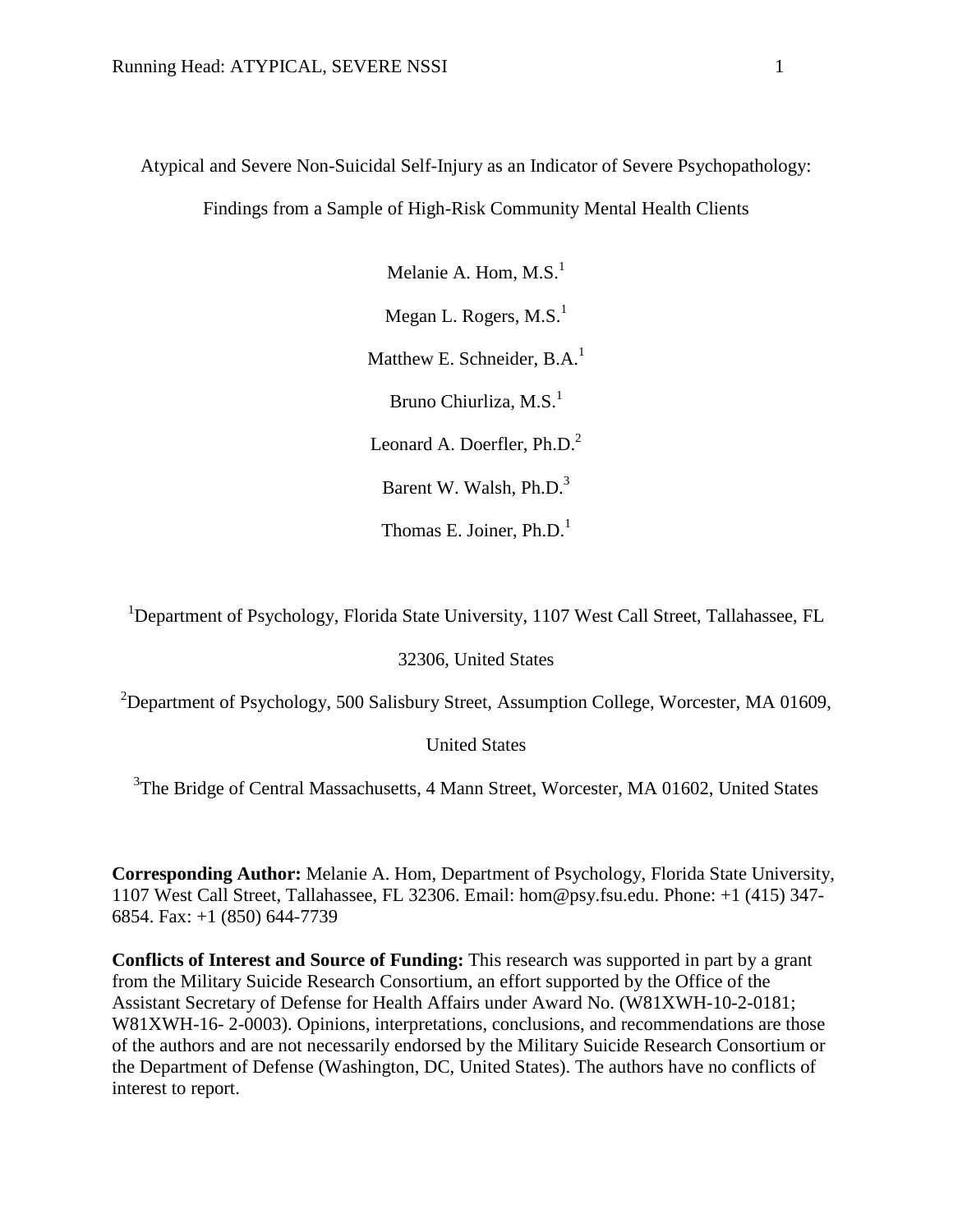# Atypical and Severe Non-Suicidal Self-Injury as an Indicator of Severe Psychopathology: Findings from a Sample of High-Risk Community Mental Health Clients

Melanie A. Hom, M.S.[1]

Megan L. Rogers, M.S.[1]

Matthew E. Schneider, B.A.[1]

Bruno Chiurliza, M.S.[1]

Leonard A. Doerfler, Ph.D.[2]

Barent W. Walsh, Ph.D.[3]

Thomas E. Joiner, Ph.D.[1]

[1]Department of Psychology, Florida State University, 1107 West Call Street, Tallahassee, FL 32306, United States

[2]Department of Psychology, 500 Salisbury Street, Assumption College, Worcester, MA 01609, United States

[3]The Bridge of Central Massachusetts, 4 Mann Street, Worcester, MA 01602, United States

**Corresponding Author:** Melanie A. Hom, Department of Psychology, Florida State University, 1107 West Call Street, Tallahassee, FL 32306. Email: hom@psy.fsu.edu. Phone: +1 (415) 347-6854. Fax: +1 (850) 644-7739

**Conflicts of Interest and Source of Funding:** This research was supported in part by a grant from the Military Suicide Research Consortium, an effort supported by the Office of the Assistant Secretary of Defense for Health Affairs under Award No. (W81XWH-10-2-0181; W81XWH-16- 2-0003). Opinions, interpretations, conclusions, and recommendations are those of the authors and are not necessarily endorsed by the Military Suicide Research Consortium or the Department of Defense (Washington, DC, United States). The authors have no conflicts of interest to report.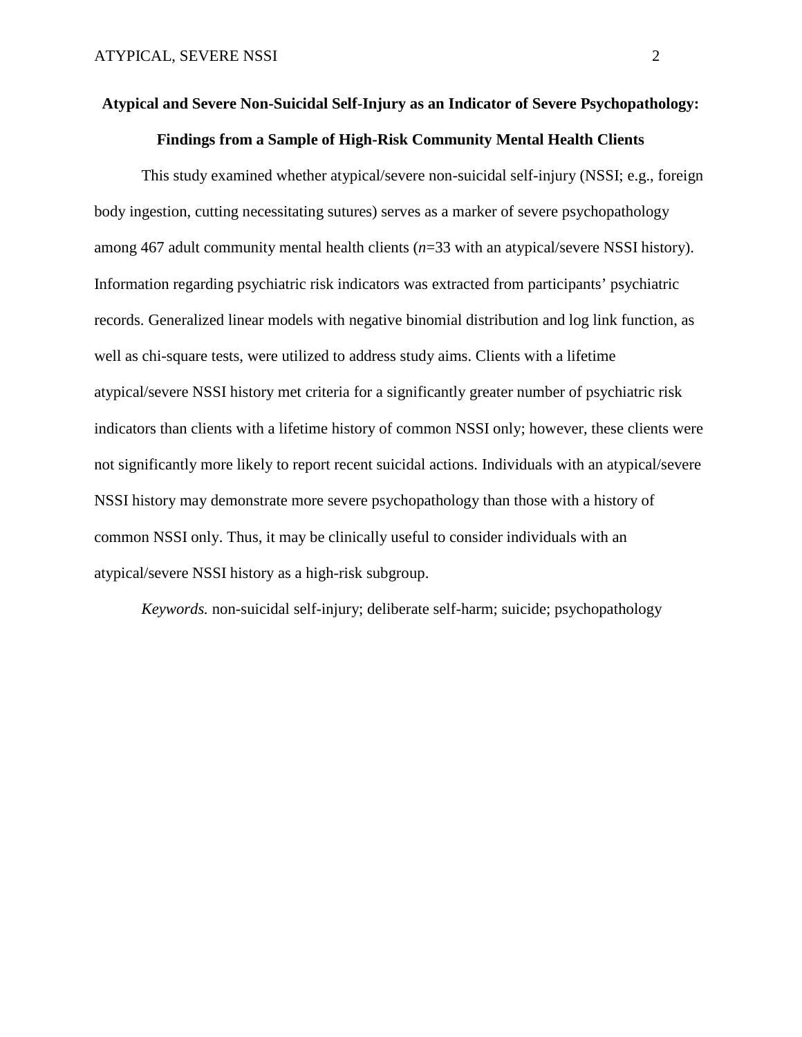**Atypical and Severe Non-Suicidal Self-Injury as an Indicator of Severe Psychopathology: Findings from a Sample of High-Risk Community Mental Health Clients**

This study examined whether atypical/severe non-suicidal self-injury (NSSI; e.g., foreign body ingestion, cutting necessitating sutures) serves as a marker of severe psychopathology among 467 adult community mental health clients (*n*=33 with an atypical/severe NSSI history). Information regarding psychiatric risk indicators was extracted from participants' psychiatric records. Generalized linear models with negative binomial distribution and log link function, as well as chi-square tests, were utilized to address study aims. Clients with a lifetime atypical/severe NSSI history met criteria for a significantly greater number of psychiatric risk indicators than clients with a lifetime history of common NSSI only; however, these clients were not significantly more likely to report recent suicidal actions. Individuals with an atypical/severe NSSI history may demonstrate more severe psychopathology than those with a history of common NSSI only. Thus, it may be clinically useful to consider individuals with an atypical/severe NSSI history as a high-risk subgroup.

*Keywords.* non-suicidal self-injury; deliberate self-harm; suicide; psychopathology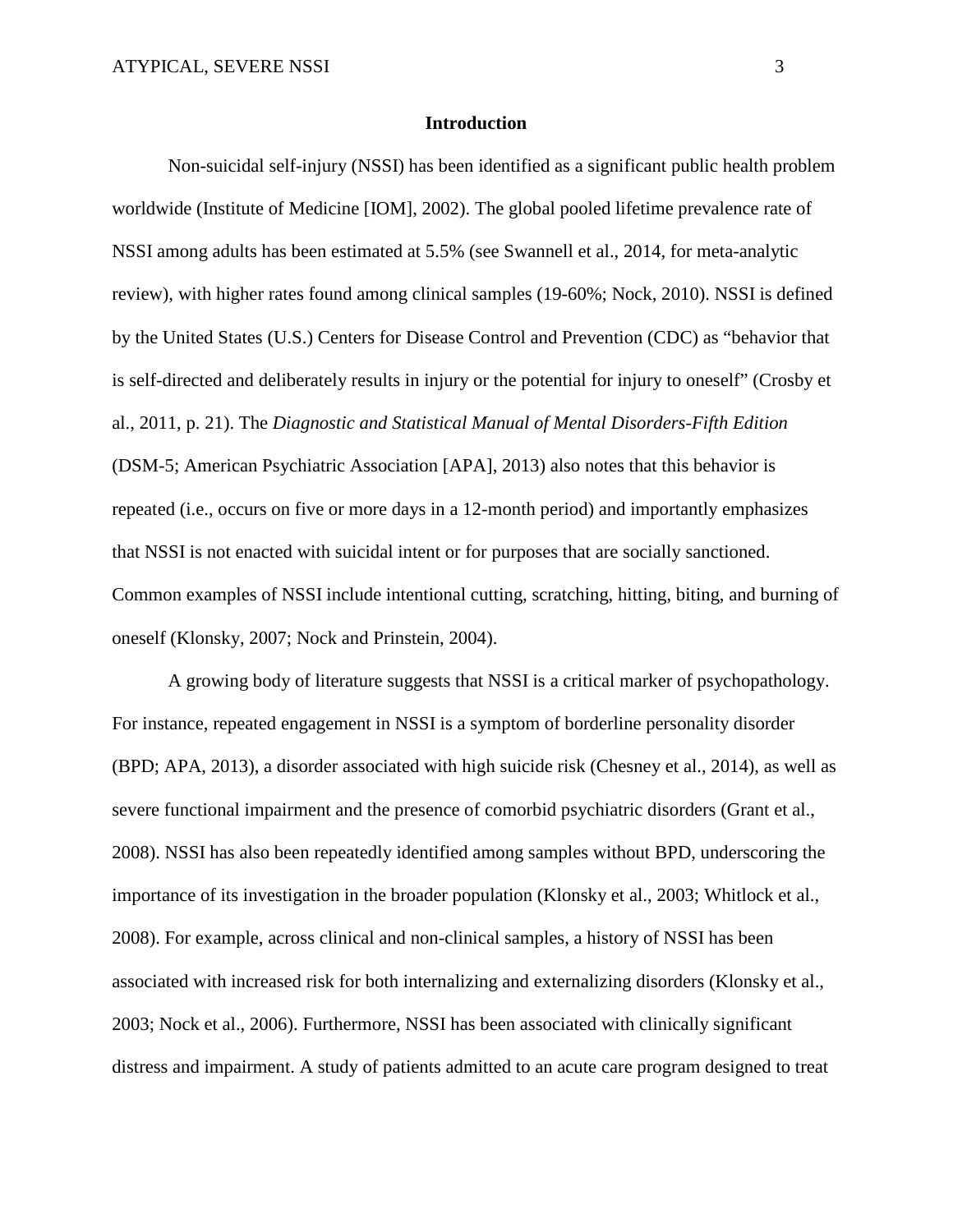## Introduction

Non-suicidal self-injury (NSSI) has been identified as a significant public health problem worldwide (Institute of Medicine [IOM], 2002). The global pooled lifetime prevalence rate of NSSI among adults has been estimated at 5.5% (see Swannell et al., 2014, for meta-analytic review), with higher rates found among clinical samples (19-60%; Nock, 2010). NSSI is defined by the United States (U.S.) Centers for Disease Control and Prevention (CDC) as "behavior that is self-directed and deliberately results in injury or the potential for injury to oneself" (Crosby et al., 2011, p. 21). The *Diagnostic and Statistical Manual of Mental Disorders-Fifth Edition* (DSM-5; American Psychiatric Association [APA], 2013) also notes that this behavior is repeated (i.e., occurs on five or more days in a 12-month period) and importantly emphasizes that NSSI is not enacted with suicidal intent or for purposes that are socially sanctioned. Common examples of NSSI include intentional cutting, scratching, hitting, biting, and burning of oneself (Klonsky, 2007; Nock and Prinstein, 2004).

A growing body of literature suggests that NSSI is a critical marker of psychopathology. For instance, repeated engagement in NSSI is a symptom of borderline personality disorder (BPD; APA, 2013), a disorder associated with high suicide risk (Chesney et al., 2014), as well as severe functional impairment and the presence of comorbid psychiatric disorders (Grant et al., 2008). NSSI has also been repeatedly identified among samples without BPD, underscoring the importance of its investigation in the broader population (Klonsky et al., 2003; Whitlock et al., 2008). For example, across clinical and non-clinical samples, a history of NSSI has been associated with increased risk for both internalizing and externalizing disorders (Klonsky et al., 2003; Nock et al., 2006). Furthermore, NSSI has been associated with clinically significant distress and impairment. A study of patients admitted to an acute care program designed to treat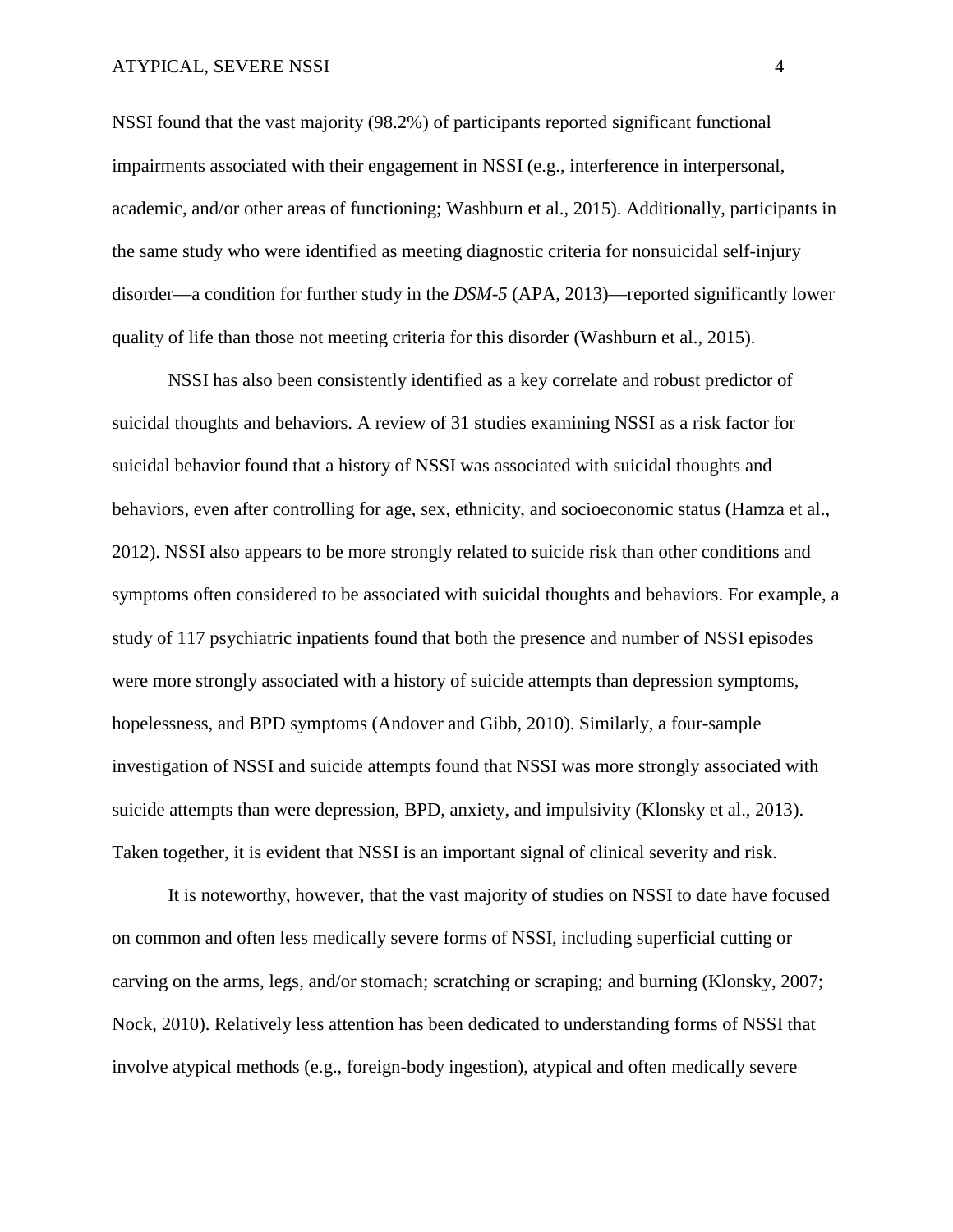NSSI found that the vast majority (98.2%) of participants reported significant functional impairments associated with their engagement in NSSI (e.g., interference in interpersonal, academic, and/or other areas of functioning; Washburn et al., 2015). Additionally, participants in the same study who were identified as meeting diagnostic criteria for nonsuicidal self-injury disorder—a condition for further study in the *DSM-5* (APA, 2013)—reported significantly lower quality of life than those not meeting criteria for this disorder (Washburn et al., 2015).

NSSI has also been consistently identified as a key correlate and robust predictor of suicidal thoughts and behaviors. A review of 31 studies examining NSSI as a risk factor for suicidal behavior found that a history of NSSI was associated with suicidal thoughts and behaviors, even after controlling for age, sex, ethnicity, and socioeconomic status (Hamza et al., 2012). NSSI also appears to be more strongly related to suicide risk than other conditions and symptoms often considered to be associated with suicidal thoughts and behaviors. For example, a study of 117 psychiatric inpatients found that both the presence and number of NSSI episodes were more strongly associated with a history of suicide attempts than depression symptoms, hopelessness, and BPD symptoms (Andover and Gibb, 2010). Similarly, a four-sample investigation of NSSI and suicide attempts found that NSSI was more strongly associated with suicide attempts than were depression, BPD, anxiety, and impulsivity (Klonsky et al., 2013). Taken together, it is evident that NSSI is an important signal of clinical severity and risk.

It is noteworthy, however, that the vast majority of studies on NSSI to date have focused on common and often less medically severe forms of NSSI, including superficial cutting or carving on the arms, legs, and/or stomach; scratching or scraping; and burning (Klonsky, 2007; Nock, 2010). Relatively less attention has been dedicated to understanding forms of NSSI that involve atypical methods (e.g., foreign-body ingestion), atypical and often medically severe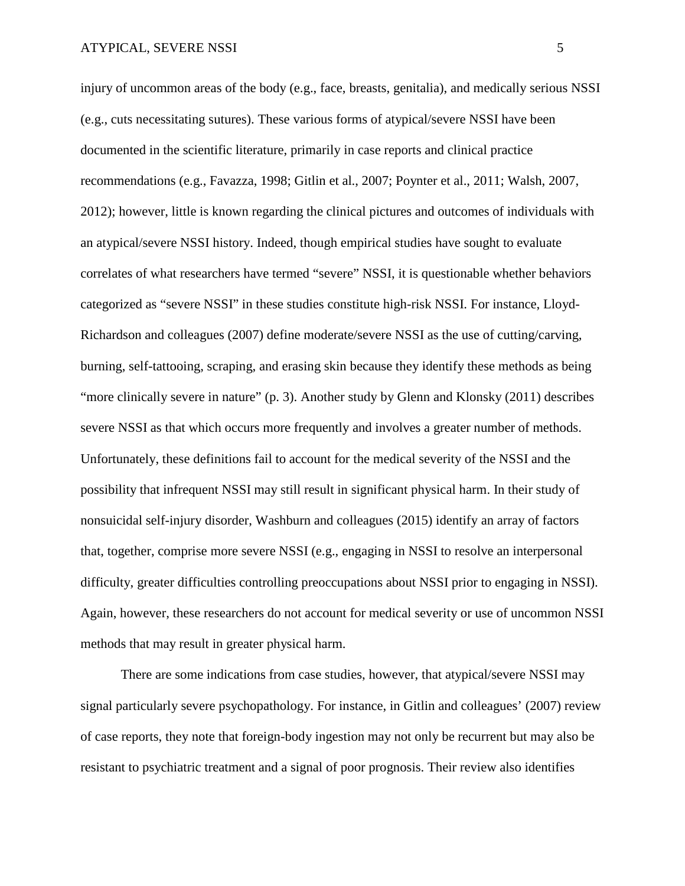injury of uncommon areas of the body (e.g., face, breasts, genitalia), and medically serious NSSI (e.g., cuts necessitating sutures). These various forms of atypical/severe NSSI have been documented in the scientific literature, primarily in case reports and clinical practice recommendations (e.g., Favazza, 1998; Gitlin et al., 2007; Poynter et al., 2011; Walsh, 2007, 2012); however, little is known regarding the clinical pictures and outcomes of individuals with an atypical/severe NSSI history. Indeed, though empirical studies have sought to evaluate correlates of what researchers have termed "severe" NSSI, it is questionable whether behaviors categorized as "severe NSSI" in these studies constitute high-risk NSSI. For instance, Lloyd-Richardson and colleagues (2007) define moderate/severe NSSI as the use of cutting/carving, burning, self-tattooing, scraping, and erasing skin because they identify these methods as being "more clinically severe in nature" (p. 3). Another study by Glenn and Klonsky (2011) describes severe NSSI as that which occurs more frequently and involves a greater number of methods. Unfortunately, these definitions fail to account for the medical severity of the NSSI and the possibility that infrequent NSSI may still result in significant physical harm. In their study of nonsuicidal self-injury disorder, Washburn and colleagues (2015) identify an array of factors that, together, comprise more severe NSSI (e.g., engaging in NSSI to resolve an interpersonal difficulty, greater difficulties controlling preoccupations about NSSI prior to engaging in NSSI). Again, however, these researchers do not account for medical severity or use of uncommon NSSI methods that may result in greater physical harm.

There are some indications from case studies, however, that atypical/severe NSSI may signal particularly severe psychopathology. For instance, in Gitlin and colleagues' (2007) review of case reports, they note that foreign-body ingestion may not only be recurrent but may also be resistant to psychiatric treatment and a signal of poor prognosis. Their review also identifies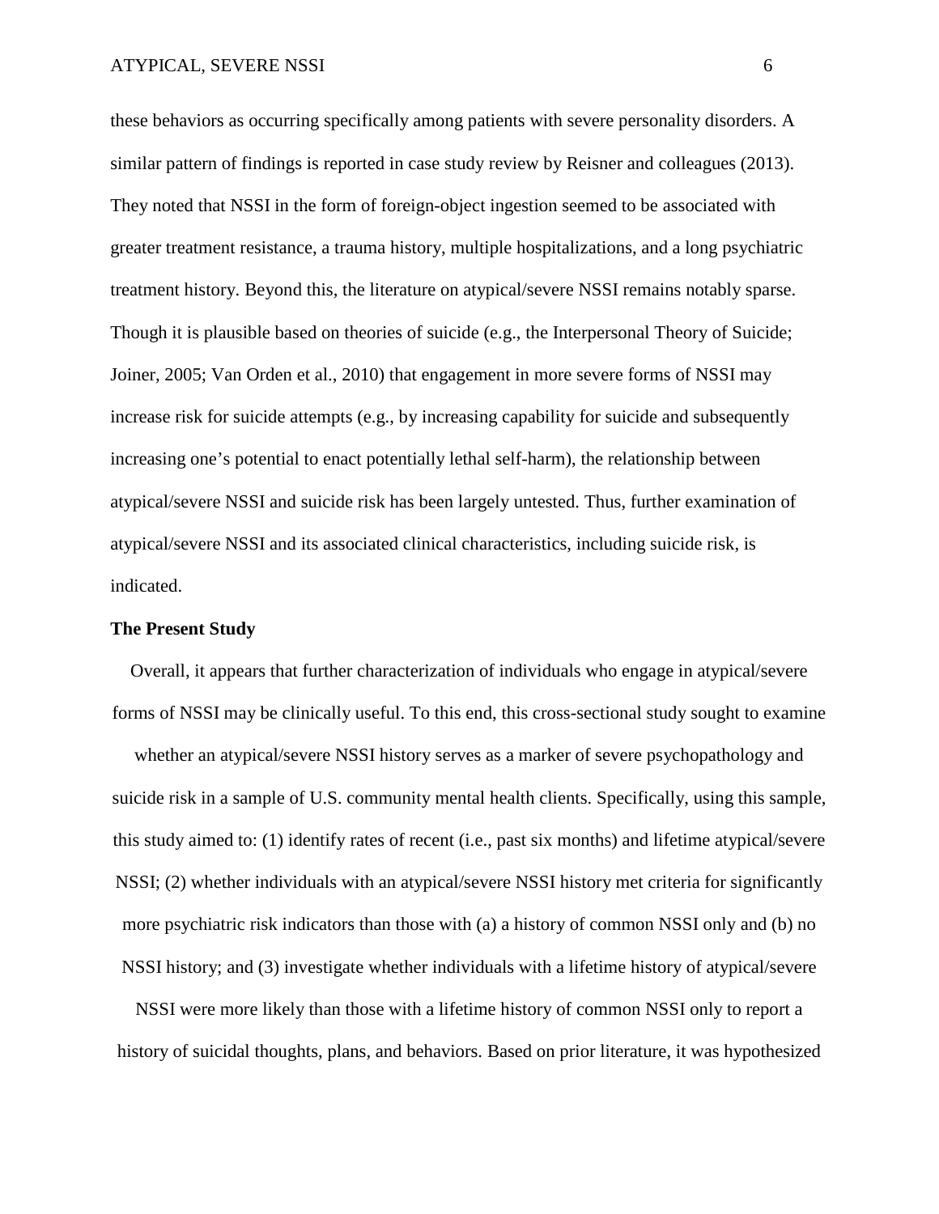these behaviors as occurring specifically among patients with severe personality disorders. A similar pattern of findings is reported in case study review by Reisner and colleagues (2013). They noted that NSSI in the form of foreign-object ingestion seemed to be associated with greater treatment resistance, a trauma history, multiple hospitalizations, and a long psychiatric treatment history. Beyond this, the literature on atypical/severe NSSI remains notably sparse. Though it is plausible based on theories of suicide (e.g., the Interpersonal Theory of Suicide; Joiner, 2005; Van Orden et al., 2010) that engagement in more severe forms of NSSI may increase risk for suicide attempts (e.g., by increasing capability for suicide and subsequently increasing one's potential to enact potentially lethal self-harm), the relationship between atypical/severe NSSI and suicide risk has been largely untested. Thus, further examination of atypical/severe NSSI and its associated clinical characteristics, including suicide risk, is indicated.

**The Present Study**

Overall, it appears that further characterization of individuals who engage in atypical/severe forms of NSSI may be clinically useful. To this end, this cross-sectional study sought to examine whether an atypical/severe NSSI history serves as a marker of severe psychopathology and suicide risk in a sample of U.S. community mental health clients. Specifically, using this sample, this study aimed to: (1) identify rates of recent (i.e., past six months) and lifetime atypical/severe NSSI; (2) whether individuals with an atypical/severe NSSI history met criteria for significantly more psychiatric risk indicators than those with (a) a history of common NSSI only and (b) no NSSI history; and (3) investigate whether individuals with a lifetime history of atypical/severe NSSI were more likely than those with a lifetime history of common NSSI only to report a history of suicidal thoughts, plans, and behaviors. Based on prior literature, it was hypothesized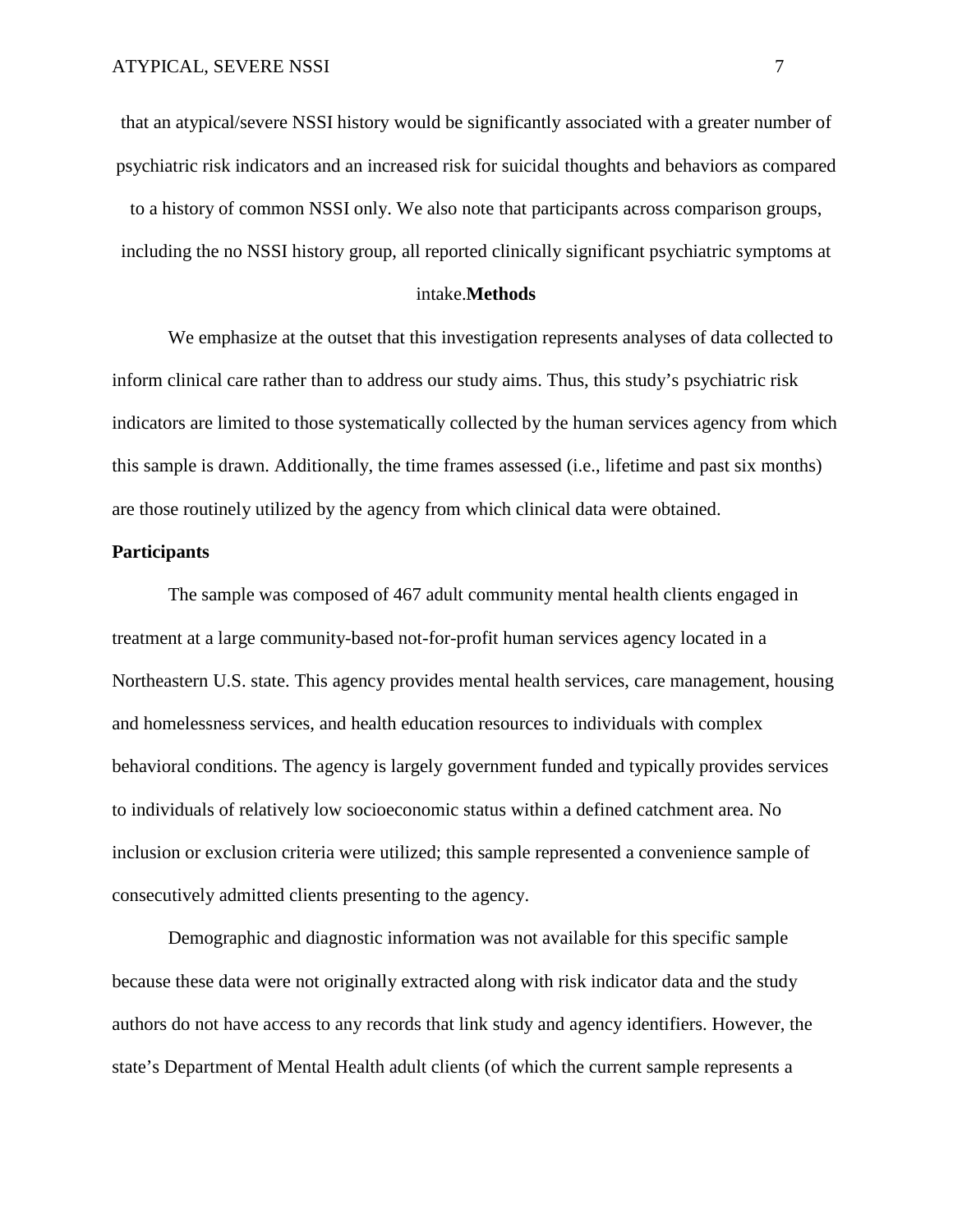that an atypical/severe NSSI history would be significantly associated with a greater number of psychiatric risk indicators and an increased risk for suicidal thoughts and behaviors as compared to a history of common NSSI only. We also note that participants across comparison groups, including the no NSSI history group, all reported clinically significant psychiatric symptoms at intake.

## Methods

We emphasize at the outset that this investigation represents analyses of data collected to inform clinical care rather than to address our study aims. Thus, this study's psychiatric risk indicators are limited to those systematically collected by the human services agency from which this sample is drawn. Additionally, the time frames assessed (i.e., lifetime and past six months) are those routinely utilized by the agency from which clinical data were obtained.

### Participants

The sample was composed of 467 adult community mental health clients engaged in treatment at a large community-based not-for-profit human services agency located in a Northeastern U.S. state. This agency provides mental health services, care management, housing and homelessness services, and health education resources to individuals with complex behavioral conditions. The agency is largely government funded and typically provides services to individuals of relatively low socioeconomic status within a defined catchment area. No inclusion or exclusion criteria were utilized; this sample represented a convenience sample of consecutively admitted clients presenting to the agency.

Demographic and diagnostic information was not available for this specific sample because these data were not originally extracted along with risk indicator data and the study authors do not have access to any records that link study and agency identifiers. However, the state's Department of Mental Health adult clients (of which the current sample represents a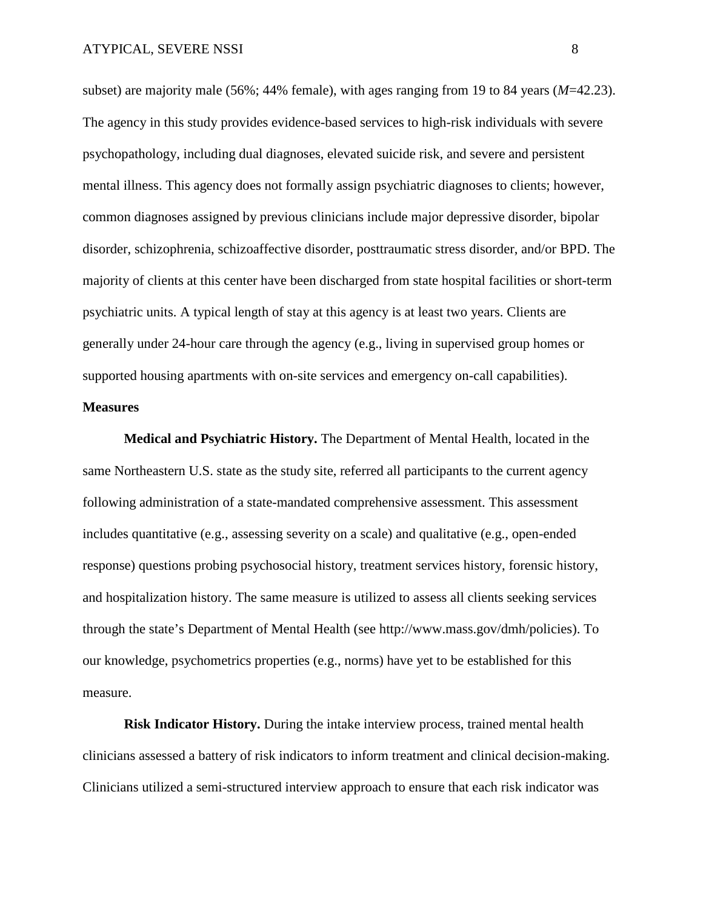subset) are majority male (56%; 44% female), with ages ranging from 19 to 84 years (*M*=42.23). The agency in this study provides evidence-based services to high-risk individuals with severe psychopathology, including dual diagnoses, elevated suicide risk, and severe and persistent mental illness. This agency does not formally assign psychiatric diagnoses to clients; however, common diagnoses assigned by previous clinicians include major depressive disorder, bipolar disorder, schizophrenia, schizoaffective disorder, posttraumatic stress disorder, and/or BPD. The majority of clients at this center have been discharged from state hospital facilities or short-term psychiatric units. A typical length of stay at this agency is at least two years. Clients are generally under 24-hour care through the agency (e.g., living in supervised group homes or supported housing apartments with on-site services and emergency on-call capabilities).

## Measures

**Medical and Psychiatric History.** The Department of Mental Health, located in the same Northeastern U.S. state as the study site, referred all participants to the current agency following administration of a state-mandated comprehensive assessment. This assessment includes quantitative (e.g., assessing severity on a scale) and qualitative (e.g., open-ended response) questions probing psychosocial history, treatment services history, forensic history, and hospitalization history. The same measure is utilized to assess all clients seeking services through the state's Department of Mental Health (see http://www.mass.gov/dmh/policies). To our knowledge, psychometrics properties (e.g., norms) have yet to be established for this measure.

**Risk Indicator History.** During the intake interview process, trained mental health clinicians assessed a battery of risk indicators to inform treatment and clinical decision-making. Clinicians utilized a semi-structured interview approach to ensure that each risk indicator was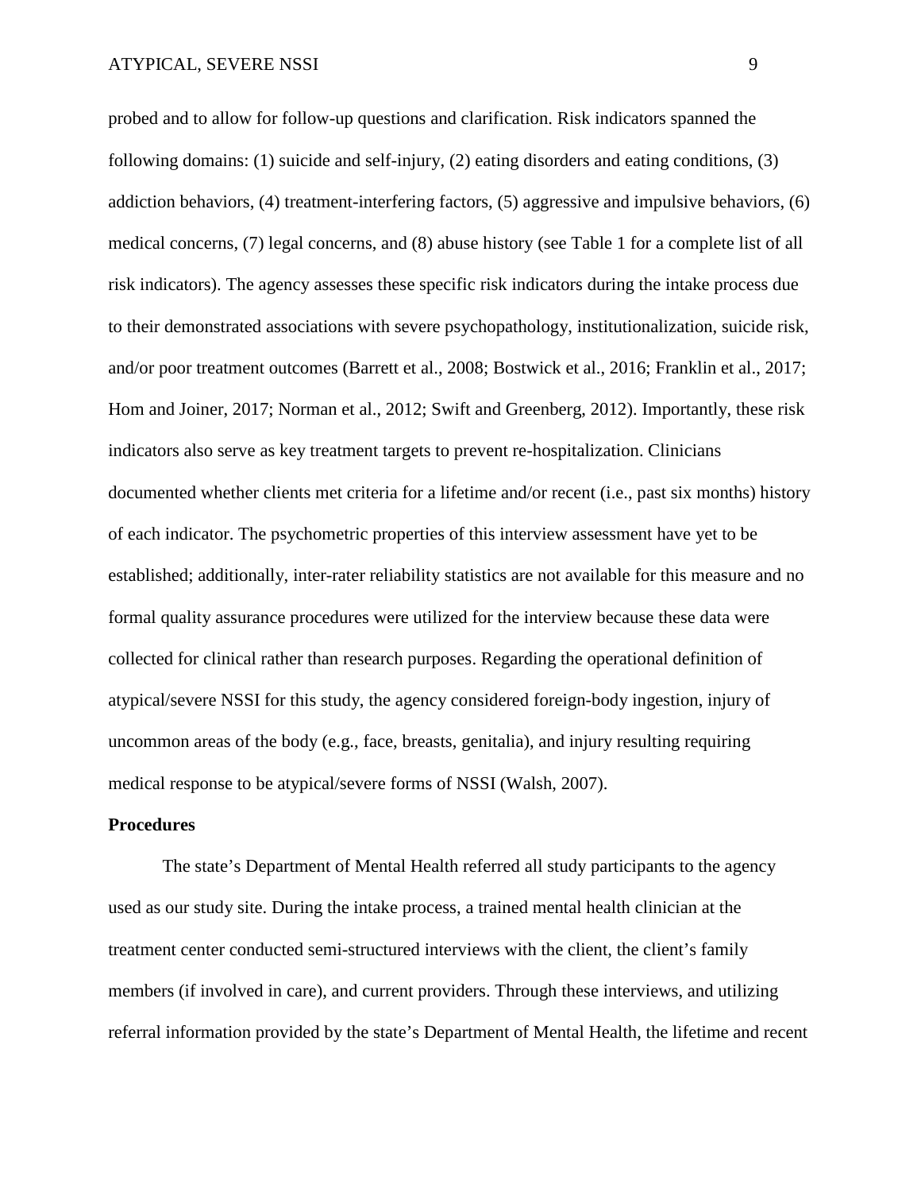probed and to allow for follow-up questions and clarification. Risk indicators spanned the following domains: (1) suicide and self-injury, (2) eating disorders and eating conditions, (3) addiction behaviors, (4) treatment-interfering factors, (5) aggressive and impulsive behaviors, (6) medical concerns, (7) legal concerns, and (8) abuse history (see Table 1 for a complete list of all risk indicators). The agency assesses these specific risk indicators during the intake process due to their demonstrated associations with severe psychopathology, institutionalization, suicide risk, and/or poor treatment outcomes (Barrett et al., 2008; Bostwick et al., 2016; Franklin et al., 2017; Hom and Joiner, 2017; Norman et al., 2012; Swift and Greenberg, 2012). Importantly, these risk indicators also serve as key treatment targets to prevent re-hospitalization. Clinicians documented whether clients met criteria for a lifetime and/or recent (i.e., past six months) history of each indicator. The psychometric properties of this interview assessment have yet to be established; additionally, inter-rater reliability statistics are not available for this measure and no formal quality assurance procedures were utilized for the interview because these data were collected for clinical rather than research purposes. Regarding the operational definition of atypical/severe NSSI for this study, the agency considered foreign-body ingestion, injury of uncommon areas of the body (e.g., face, breasts, genitalia), and injury resulting requiring medical response to be atypical/severe forms of NSSI (Walsh, 2007).

**Procedures**

The state's Department of Mental Health referred all study participants to the agency used as our study site. During the intake process, a trained mental health clinician at the treatment center conducted semi-structured interviews with the client, the client's family members (if involved in care), and current providers. Through these interviews, and utilizing referral information provided by the state's Department of Mental Health, the lifetime and recent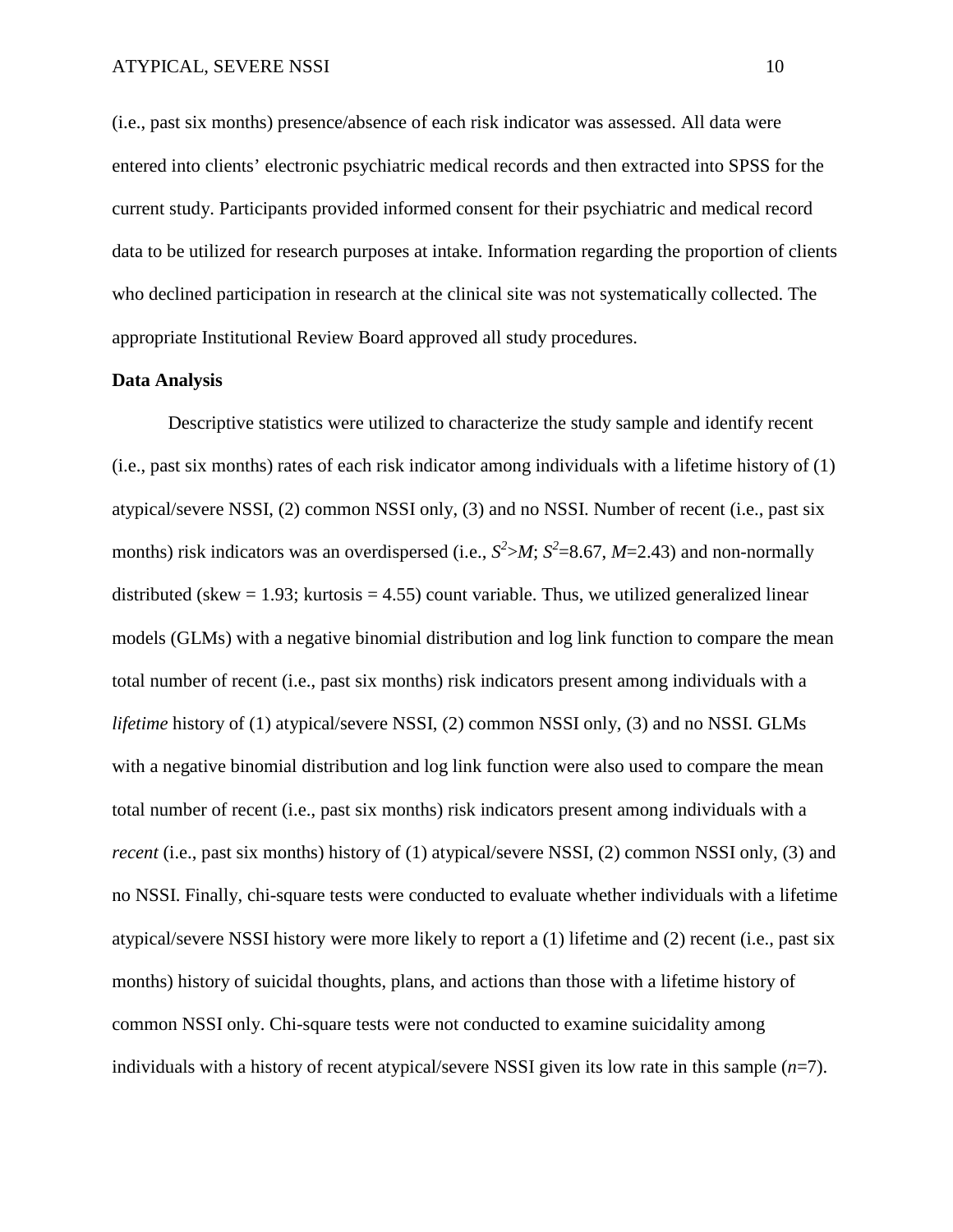(i.e., past six months) presence/absence of each risk indicator was assessed. All data were entered into clients' electronic psychiatric medical records and then extracted into SPSS for the current study. Participants provided informed consent for their psychiatric and medical record data to be utilized for research purposes at intake. Information regarding the proportion of clients who declined participation in research at the clinical site was not systematically collected. The appropriate Institutional Review Board approved all study procedures.

**Data Analysis**

Descriptive statistics were utilized to characterize the study sample and identify recent (i.e., past six months) rates of each risk indicator among individuals with a lifetime history of (1) atypical/severe NSSI, (2) common NSSI only, (3) and no NSSI. Number of recent (i.e., past six months) risk indicators was an overdispersed (i.e., $S^2 > M$; $S^2 = 8.67$, $M = 2.43$) and non-normally distributed (skew = 1.93; kurtosis = 4.55) count variable. Thus, we utilized generalized linear models (GLMs) with a negative binomial distribution and log link function to compare the mean total number of recent (i.e., past six months) risk indicators present among individuals with a *lifetime* history of (1) atypical/severe NSSI, (2) common NSSI only, (3) and no NSSI. GLMs with a negative binomial distribution and log link function were also used to compare the mean total number of recent (i.e., past six months) risk indicators present among individuals with a *recent* (i.e., past six months) history of (1) atypical/severe NSSI, (2) common NSSI only, (3) and no NSSI. Finally, chi-square tests were conducted to evaluate whether individuals with a lifetime atypical/severe NSSI history were more likely to report a (1) lifetime and (2) recent (i.e., past six months) history of suicidal thoughts, plans, and actions than those with a lifetime history of common NSSI only. Chi-square tests were not conducted to examine suicidality among individuals with a history of recent atypical/severe NSSI given its low rate in this sample ($n$=7).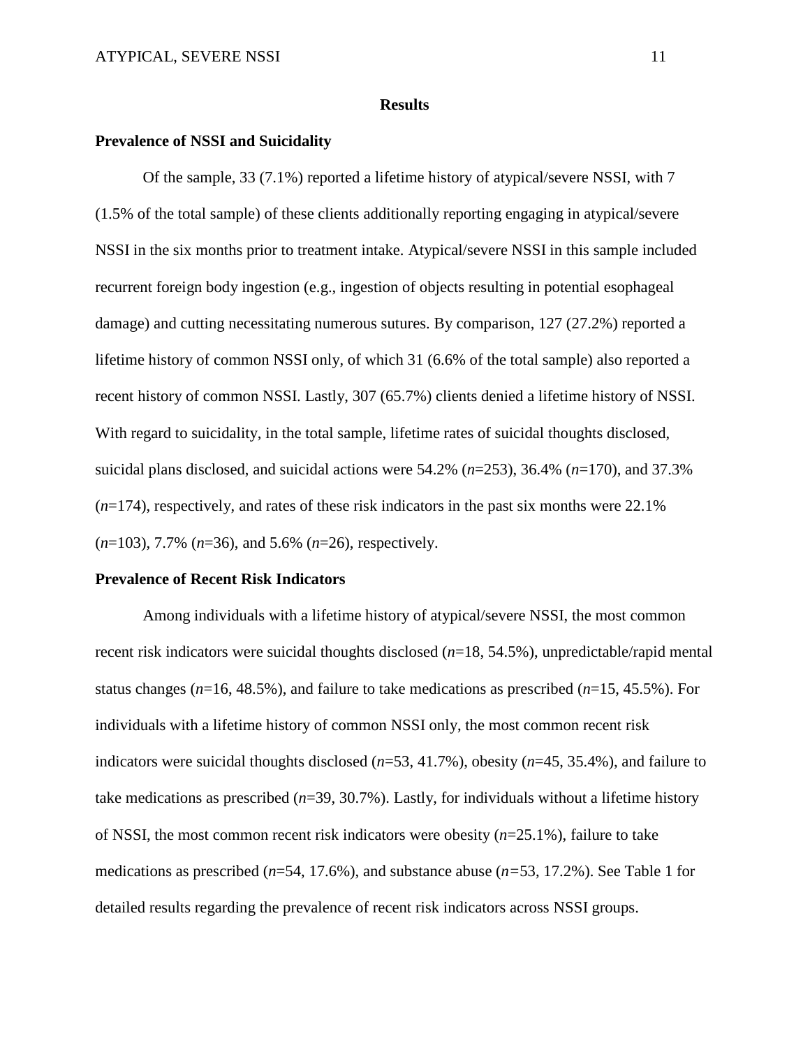# Results

## Prevalence of NSSI and Suicidality

Of the sample, 33 (7.1%) reported a lifetime history of atypical/severe NSSI, with 7 (1.5% of the total sample) of these clients additionally reporting engaging in atypical/severe NSSI in the six months prior to treatment intake. Atypical/severe NSSI in this sample included recurrent foreign body ingestion (e.g., ingestion of objects resulting in potential esophageal damage) and cutting necessitating numerous sutures. By comparison, 127 (27.2%) reported a lifetime history of common NSSI only, of which 31 (6.6% of the total sample) also reported a recent history of common NSSI. Lastly, 307 (65.7%) clients denied a lifetime history of NSSI. With regard to suicidality, in the total sample, lifetime rates of suicidal thoughts disclosed, suicidal plans disclosed, and suicidal actions were 54.2% (*n*=253), 36.4% (*n*=170), and 37.3% (*n*=174), respectively, and rates of these risk indicators in the past six months were 22.1% (*n*=103), 7.7% (*n*=36), and 5.6% (*n*=26), respectively.

## Prevalence of Recent Risk Indicators

Among individuals with a lifetime history of atypical/severe NSSI, the most common recent risk indicators were suicidal thoughts disclosed (*n*=18, 54.5%), unpredictable/rapid mental status changes (*n*=16, 48.5%), and failure to take medications as prescribed (*n*=15, 45.5%). For individuals with a lifetime history of common NSSI only, the most common recent risk indicators were suicidal thoughts disclosed (*n*=53, 41.7%), obesity (*n*=45, 35.4%), and failure to take medications as prescribed (*n*=39, 30.7%). Lastly, for individuals without a lifetime history of NSSI, the most common recent risk indicators were obesity (*n*=25.1%), failure to take medications as prescribed (*n*=54, 17.6%), and substance abuse (*n*=53, 17.2%). See Table 1 for detailed results regarding the prevalence of recent risk indicators across NSSI groups.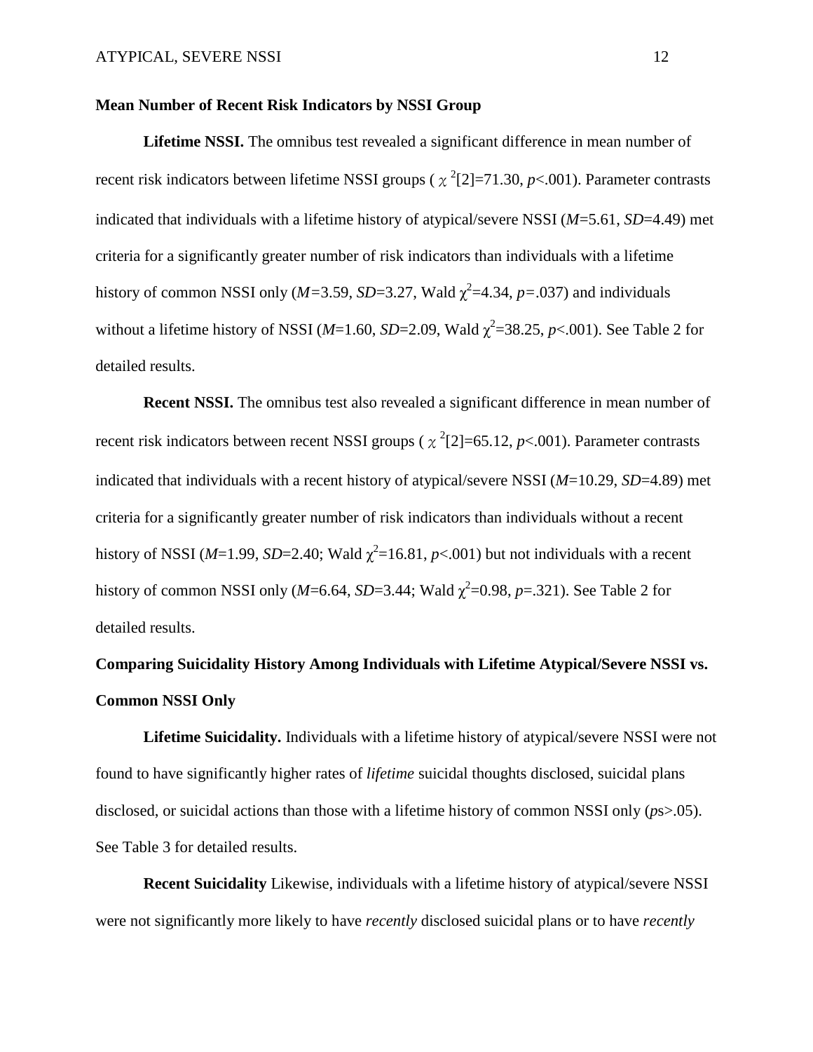## Mean Number of Recent Risk Indicators by NSSI Group

**Lifetime NSSI.** The omnibus test revealed a significant difference in mean number of recent risk indicators between lifetime NSSI groups ( $\chi^2$[2]=71.30, $p$<.001). Parameter contrasts indicated that individuals with a lifetime history of atypical/severe NSSI ($M$=5.61, $SD$=4.49) met criteria for a significantly greater number of risk indicators than individuals with a lifetime history of common NSSI only ($M$=3.59, $SD$=3.27, Wald $\chi^2$=4.34, $p$=.037) and individuals without a lifetime history of NSSI ($M$=1.60, $SD$=2.09, Wald $\chi^2$=38.25, $p$<.001). See Table 2 for detailed results.

**Recent NSSI.** The omnibus test also revealed a significant difference in mean number of recent risk indicators between recent NSSI groups ( $\chi^2$[2]=65.12, $p$<.001). Parameter contrasts indicated that individuals with a recent history of atypical/severe NSSI ($M$=10.29, $SD$=4.89) met criteria for a significantly greater number of risk indicators than individuals without a recent history of NSSI ($M$=1.99, $SD$=2.40; Wald $\chi^2$=16.81, $p$<.001) but not individuals with a recent history of common NSSI only ($M$=6.64, $SD$=3.44; Wald $\chi^2$=0.98, $p$=.321). See Table 2 for detailed results.

## Comparing Suicidality History Among Individuals with Lifetime Atypical/Severe NSSI vs. Common NSSI Only

**Lifetime Suicidality.** Individuals with a lifetime history of atypical/severe NSSI were not found to have significantly higher rates of *lifetime* suicidal thoughts disclosed, suicidal plans disclosed, or suicidal actions than those with a lifetime history of common NSSI only ($p$s>.05). See Table 3 for detailed results.

**Recent Suicidality** Likewise, individuals with a lifetime history of atypical/severe NSSI were not significantly more likely to have *recently* disclosed suicidal plans or to have *recently*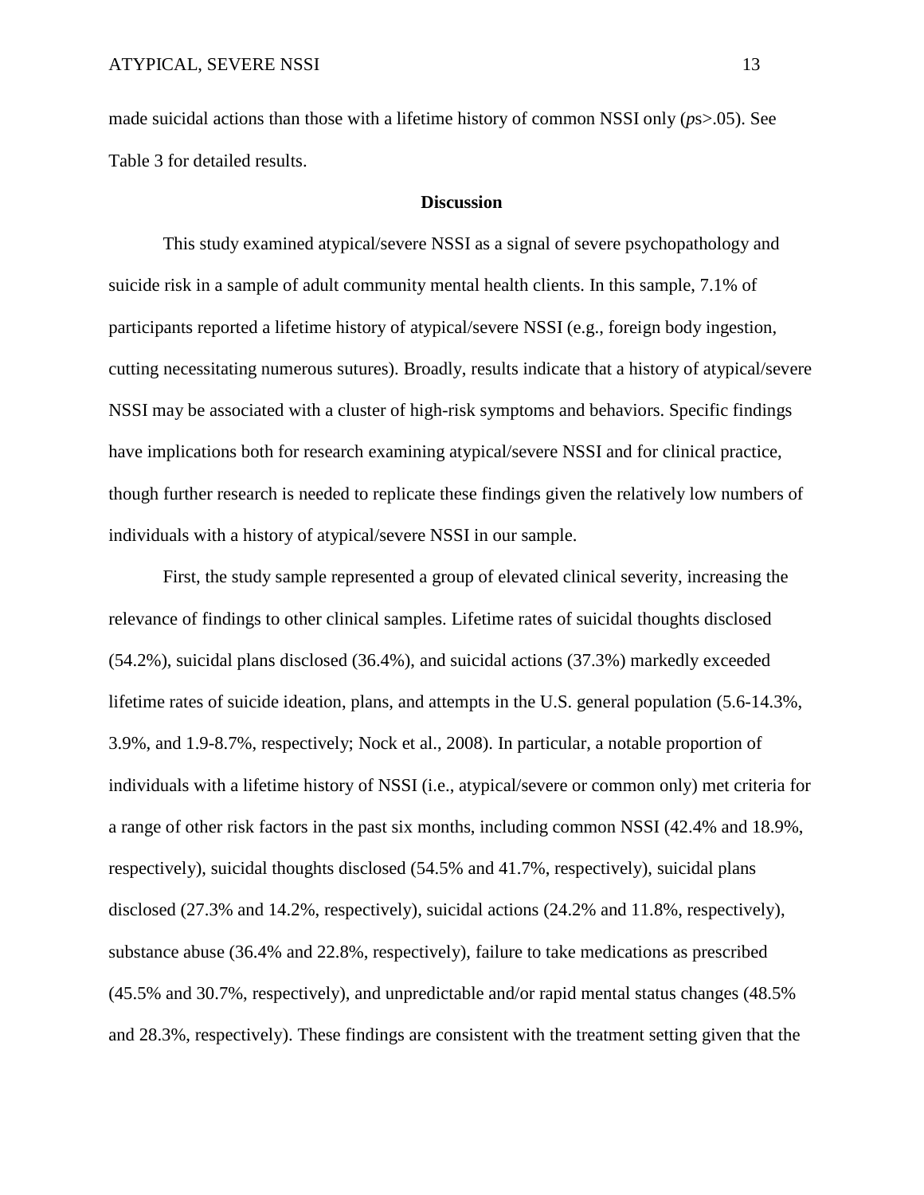made suicidal actions than those with a lifetime history of common NSSI only (*p*s>.05). See Table 3 for detailed results.

## Discussion

This study examined atypical/severe NSSI as a signal of severe psychopathology and suicide risk in a sample of adult community mental health clients. In this sample, 7.1% of participants reported a lifetime history of atypical/severe NSSI (e.g., foreign body ingestion, cutting necessitating numerous sutures). Broadly, results indicate that a history of atypical/severe NSSI may be associated with a cluster of high-risk symptoms and behaviors. Specific findings have implications both for research examining atypical/severe NSSI and for clinical practice, though further research is needed to replicate these findings given the relatively low numbers of individuals with a history of atypical/severe NSSI in our sample.

First, the study sample represented a group of elevated clinical severity, increasing the relevance of findings to other clinical samples. Lifetime rates of suicidal thoughts disclosed (54.2%), suicidal plans disclosed (36.4%), and suicidal actions (37.3%) markedly exceeded lifetime rates of suicide ideation, plans, and attempts in the U.S. general population (5.6-14.3%, 3.9%, and 1.9-8.7%, respectively; Nock et al., 2008). In particular, a notable proportion of individuals with a lifetime history of NSSI (i.e., atypical/severe or common only) met criteria for a range of other risk factors in the past six months, including common NSSI (42.4% and 18.9%, respectively), suicidal thoughts disclosed (54.5% and 41.7%, respectively), suicidal plans disclosed (27.3% and 14.2%, respectively), suicidal actions (24.2% and 11.8%, respectively), substance abuse (36.4% and 22.8%, respectively), failure to take medications as prescribed (45.5% and 30.7%, respectively), and unpredictable and/or rapid mental status changes (48.5% and 28.3%, respectively). These findings are consistent with the treatment setting given that the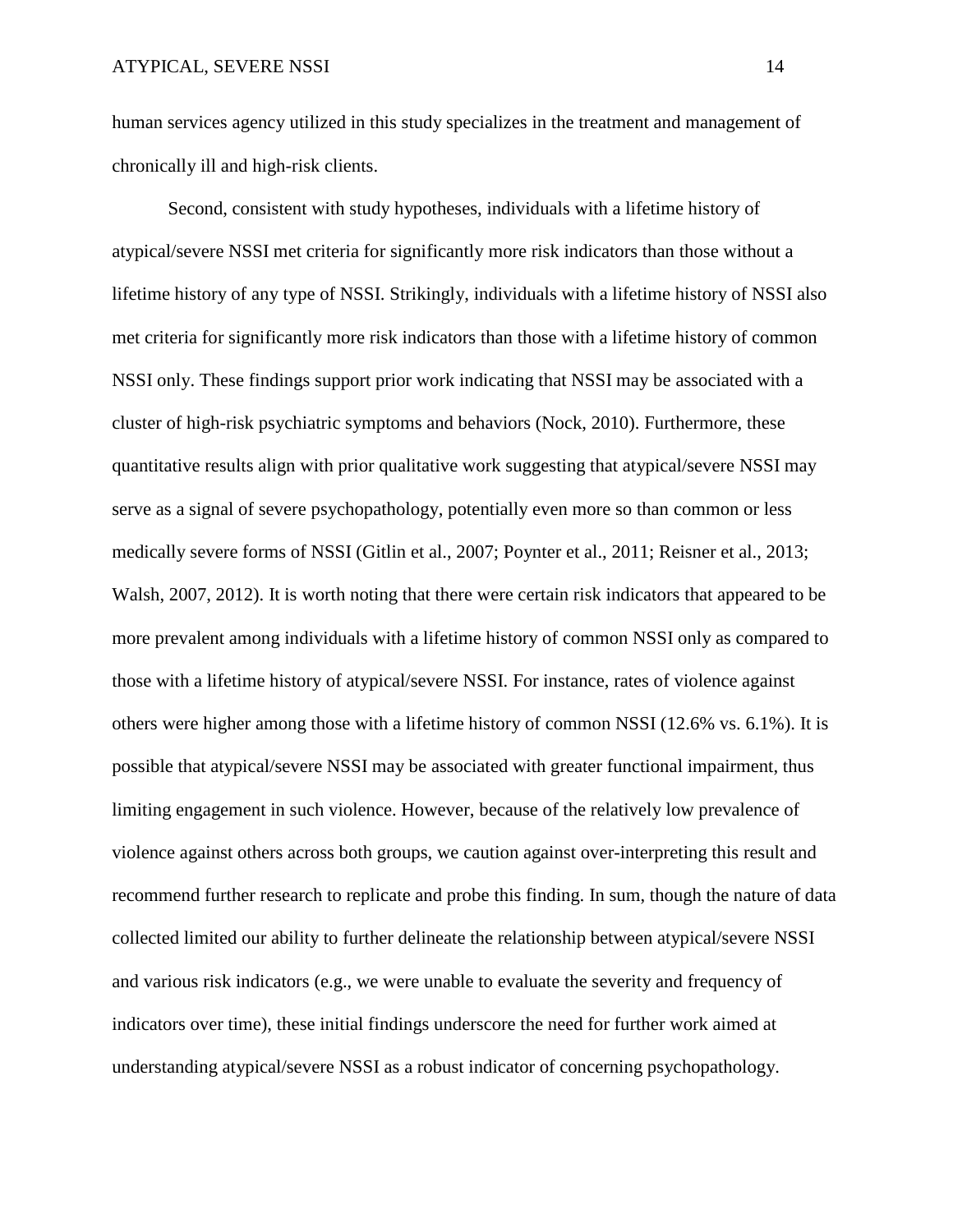human services agency utilized in this study specializes in the treatment and management of chronically ill and high-risk clients.

Second, consistent with study hypotheses, individuals with a lifetime history of atypical/severe NSSI met criteria for significantly more risk indicators than those without a lifetime history of any type of NSSI. Strikingly, individuals with a lifetime history of NSSI also met criteria for significantly more risk indicators than those with a lifetime history of common NSSI only. These findings support prior work indicating that NSSI may be associated with a cluster of high-risk psychiatric symptoms and behaviors (Nock, 2010). Furthermore, these quantitative results align with prior qualitative work suggesting that atypical/severe NSSI may serve as a signal of severe psychopathology, potentially even more so than common or less medically severe forms of NSSI (Gitlin et al., 2007; Poynter et al., 2011; Reisner et al., 2013; Walsh, 2007, 2012). It is worth noting that there were certain risk indicators that appeared to be more prevalent among individuals with a lifetime history of common NSSI only as compared to those with a lifetime history of atypical/severe NSSI. For instance, rates of violence against others were higher among those with a lifetime history of common NSSI (12.6% vs. 6.1%). It is possible that atypical/severe NSSI may be associated with greater functional impairment, thus limiting engagement in such violence. However, because of the relatively low prevalence of violence against others across both groups, we caution against over-interpreting this result and recommend further research to replicate and probe this finding. In sum, though the nature of data collected limited our ability to further delineate the relationship between atypical/severe NSSI and various risk indicators (e.g., we were unable to evaluate the severity and frequency of indicators over time), these initial findings underscore the need for further work aimed at understanding atypical/severe NSSI as a robust indicator of concerning psychopathology.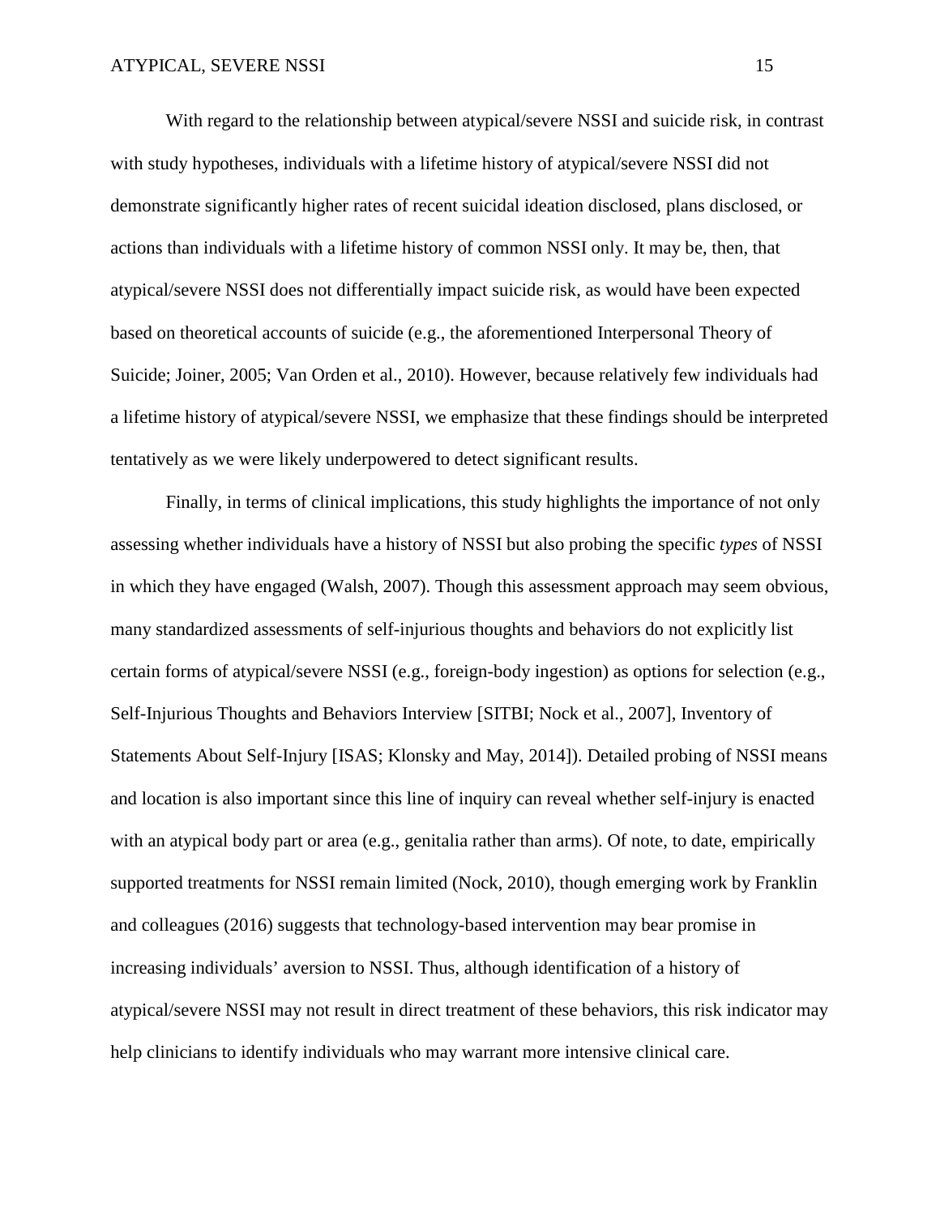With regard to the relationship between atypical/severe NSSI and suicide risk, in contrast with study hypotheses, individuals with a lifetime history of atypical/severe NSSI did not demonstrate significantly higher rates of recent suicidal ideation disclosed, plans disclosed, or actions than individuals with a lifetime history of common NSSI only. It may be, then, that atypical/severe NSSI does not differentially impact suicide risk, as would have been expected based on theoretical accounts of suicide (e.g., the aforementioned Interpersonal Theory of Suicide; Joiner, 2005; Van Orden et al., 2010). However, because relatively few individuals had a lifetime history of atypical/severe NSSI, we emphasize that these findings should be interpreted tentatively as we were likely underpowered to detect significant results.

Finally, in terms of clinical implications, this study highlights the importance of not only assessing whether individuals have a history of NSSI but also probing the specific *types* of NSSI in which they have engaged (Walsh, 2007). Though this assessment approach may seem obvious, many standardized assessments of self-injurious thoughts and behaviors do not explicitly list certain forms of atypical/severe NSSI (e.g., foreign-body ingestion) as options for selection (e.g., Self-Injurious Thoughts and Behaviors Interview [SITBI; Nock et al., 2007], Inventory of Statements About Self-Injury [ISAS; Klonsky and May, 2014]). Detailed probing of NSSI means and location is also important since this line of inquiry can reveal whether self-injury is enacted with an atypical body part or area (e.g., genitalia rather than arms). Of note, to date, empirically supported treatments for NSSI remain limited (Nock, 2010), though emerging work by Franklin and colleagues (2016) suggests that technology-based intervention may bear promise in increasing individuals' aversion to NSSI. Thus, although identification of a history of atypical/severe NSSI may not result in direct treatment of these behaviors, this risk indicator may help clinicians to identify individuals who may warrant more intensive clinical care.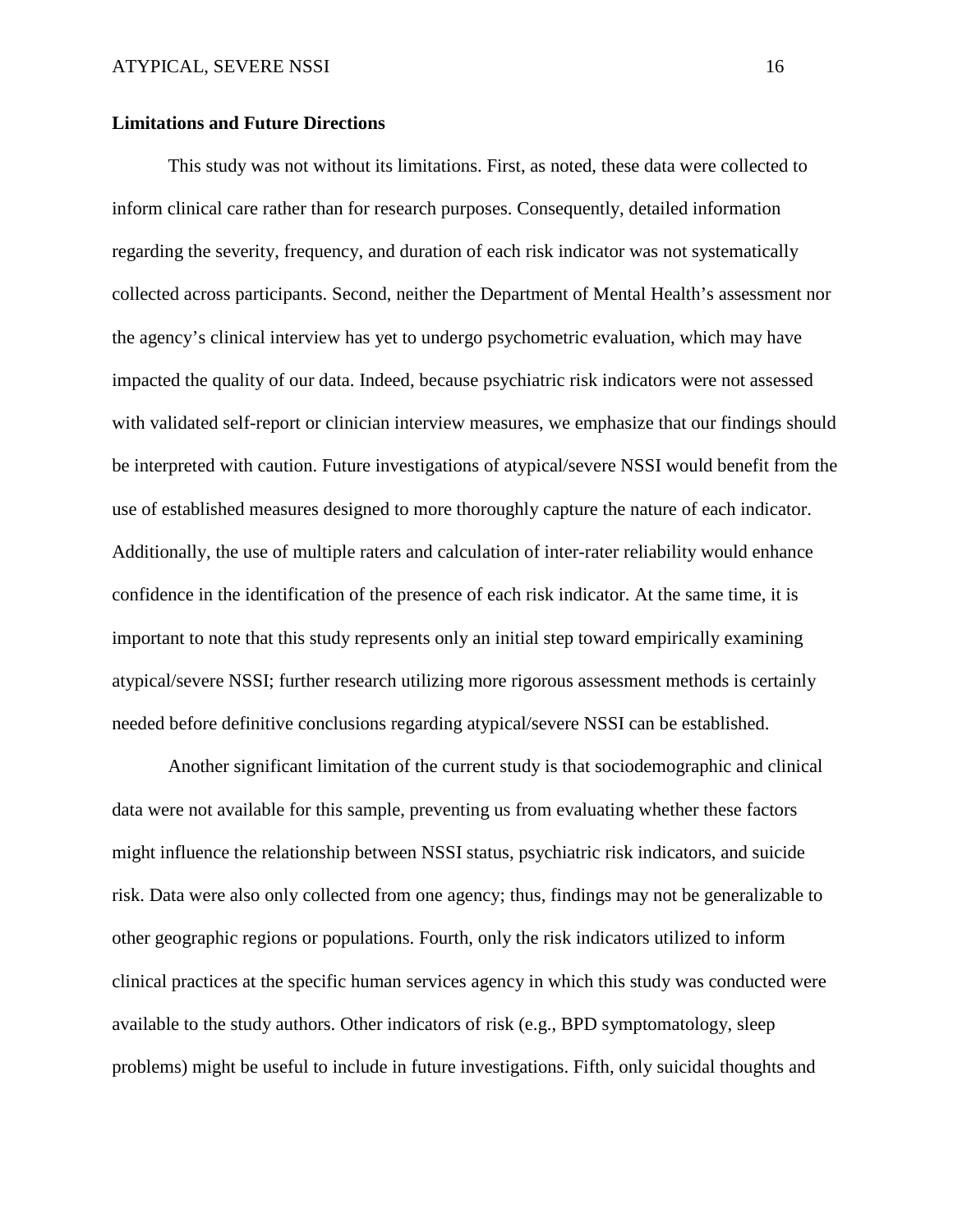**Limitations and Future Directions**

This study was not without its limitations. First, as noted, these data were collected to inform clinical care rather than for research purposes. Consequently, detailed information regarding the severity, frequency, and duration of each risk indicator was not systematically collected across participants. Second, neither the Department of Mental Health's assessment nor the agency's clinical interview has yet to undergo psychometric evaluation, which may have impacted the quality of our data. Indeed, because psychiatric risk indicators were not assessed with validated self-report or clinician interview measures, we emphasize that our findings should be interpreted with caution. Future investigations of atypical/severe NSSI would benefit from the use of established measures designed to more thoroughly capture the nature of each indicator. Additionally, the use of multiple raters and calculation of inter-rater reliability would enhance confidence in the identification of the presence of each risk indicator. At the same time, it is important to note that this study represents only an initial step toward empirically examining atypical/severe NSSI; further research utilizing more rigorous assessment methods is certainly needed before definitive conclusions regarding atypical/severe NSSI can be established.

Another significant limitation of the current study is that sociodemographic and clinical data were not available for this sample, preventing us from evaluating whether these factors might influence the relationship between NSSI status, psychiatric risk indicators, and suicide risk. Data were also only collected from one agency; thus, findings may not be generalizable to other geographic regions or populations. Fourth, only the risk indicators utilized to inform clinical practices at the specific human services agency in which this study was conducted were available to the study authors. Other indicators of risk (e.g., BPD symptomatology, sleep problems) might be useful to include in future investigations. Fifth, only suicidal thoughts and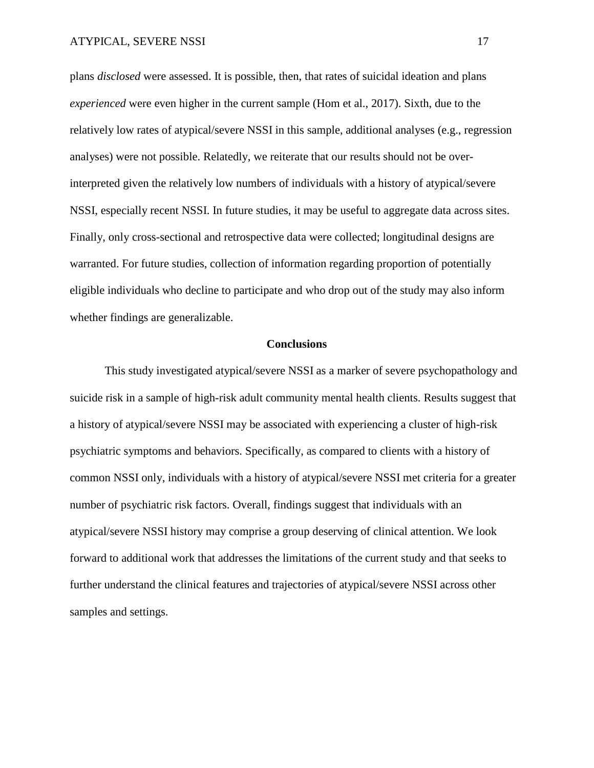plans *disclosed* were assessed. It is possible, then, that rates of suicidal ideation and plans *experienced* were even higher in the current sample (Hom et al., 2017). Sixth, due to the relatively low rates of atypical/severe NSSI in this sample, additional analyses (e.g., regression analyses) were not possible. Relatedly, we reiterate that our results should not be over-interpreted given the relatively low numbers of individuals with a history of atypical/severe NSSI, especially recent NSSI. In future studies, it may be useful to aggregate data across sites. Finally, only cross-sectional and retrospective data were collected; longitudinal designs are warranted. For future studies, collection of information regarding proportion of potentially eligible individuals who decline to participate and who drop out of the study may also inform whether findings are generalizable.

## Conclusions

This study investigated atypical/severe NSSI as a marker of severe psychopathology and suicide risk in a sample of high-risk adult community mental health clients. Results suggest that a history of atypical/severe NSSI may be associated with experiencing a cluster of high-risk psychiatric symptoms and behaviors. Specifically, as compared to clients with a history of common NSSI only, individuals with a history of atypical/severe NSSI met criteria for a greater number of psychiatric risk factors. Overall, findings suggest that individuals with an atypical/severe NSSI history may comprise a group deserving of clinical attention. We look forward to additional work that addresses the limitations of the current study and that seeks to further understand the clinical features and trajectories of atypical/severe NSSI across other samples and settings.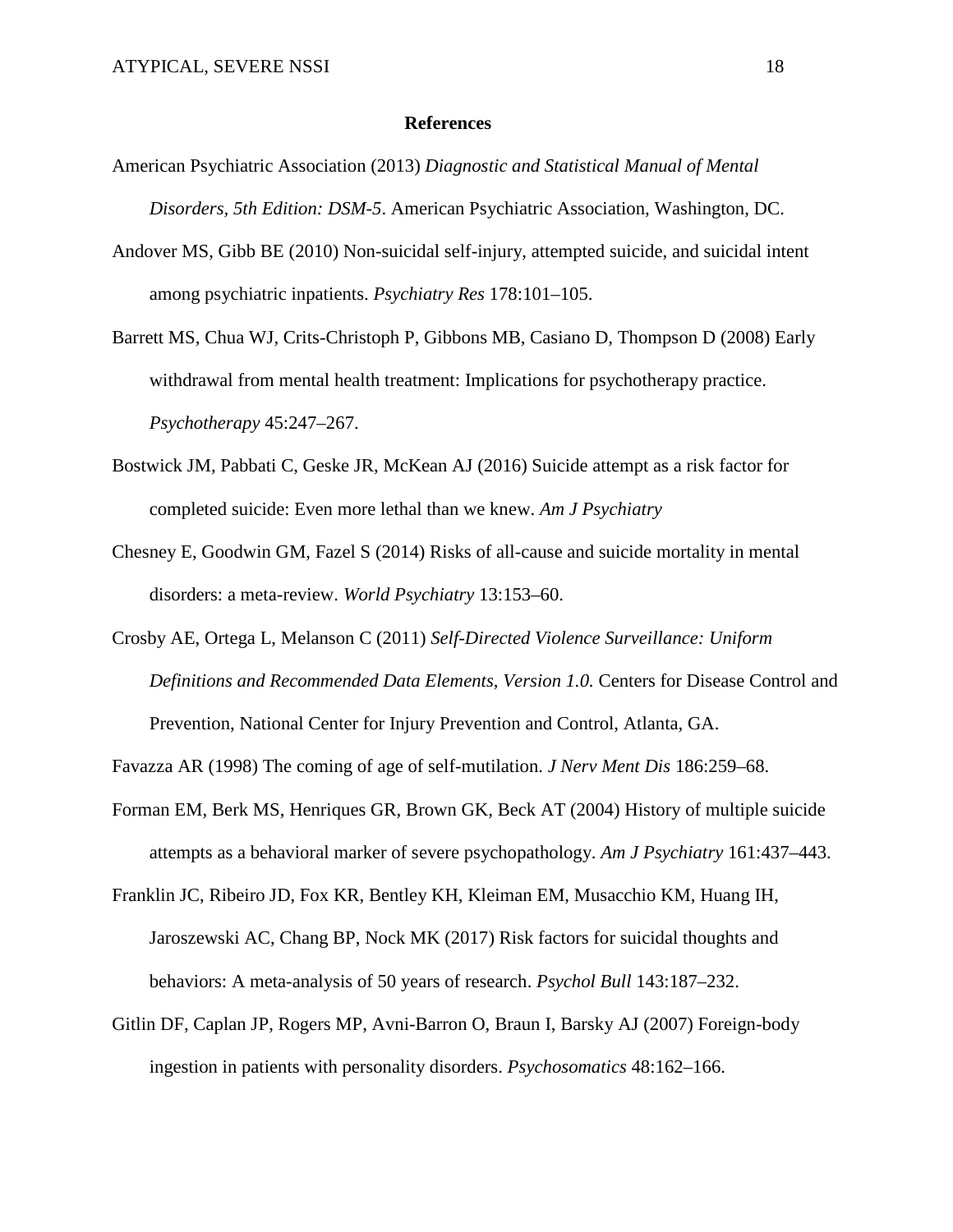# References

American Psychiatric Association (2013) *Diagnostic and Statistical Manual of Mental Disorders, 5th Edition: DSM-5*. American Psychiatric Association, Washington, DC.

Andover MS, Gibb BE (2010) Non-suicidal self-injury, attempted suicide, and suicidal intent among psychiatric inpatients. *Psychiatry Res* 178:101–105.

Barrett MS, Chua WJ, Crits-Christoph P, Gibbons MB, Casiano D, Thompson D (2008) Early withdrawal from mental health treatment: Implications for psychotherapy practice. *Psychotherapy* 45:247–267.

Bostwick JM, Pabbati C, Geske JR, McKean AJ (2016) Suicide attempt as a risk factor for completed suicide: Even more lethal than we knew. *Am J Psychiatry*

Chesney E, Goodwin GM, Fazel S (2014) Risks of all-cause and suicide mortality in mental disorders: a meta-review. *World Psychiatry* 13:153–60.

Crosby AE, Ortega L, Melanson C (2011) *Self-Directed Violence Surveillance: Uniform Definitions and Recommended Data Elements, Version 1.0.* Centers for Disease Control and Prevention, National Center for Injury Prevention and Control, Atlanta, GA.

Favazza AR (1998) The coming of age of self-mutilation. *J Nerv Ment Dis* 186:259–68.

Forman EM, Berk MS, Henriques GR, Brown GK, Beck AT (2004) History of multiple suicide attempts as a behavioral marker of severe psychopathology. *Am J Psychiatry* 161:437–443.

Franklin JC, Ribeiro JD, Fox KR, Bentley KH, Kleiman EM, Musacchio KM, Huang IH, Jaroszewski AC, Chang BP, Nock MK (2017) Risk factors for suicidal thoughts and behaviors: A meta-analysis of 50 years of research. *Psychol Bull* 143:187–232.

Gitlin DF, Caplan JP, Rogers MP, Avni-Barron O, Braun I, Barsky AJ (2007) Foreign-body ingestion in patients with personality disorders. *Psychosomatics* 48:162–166.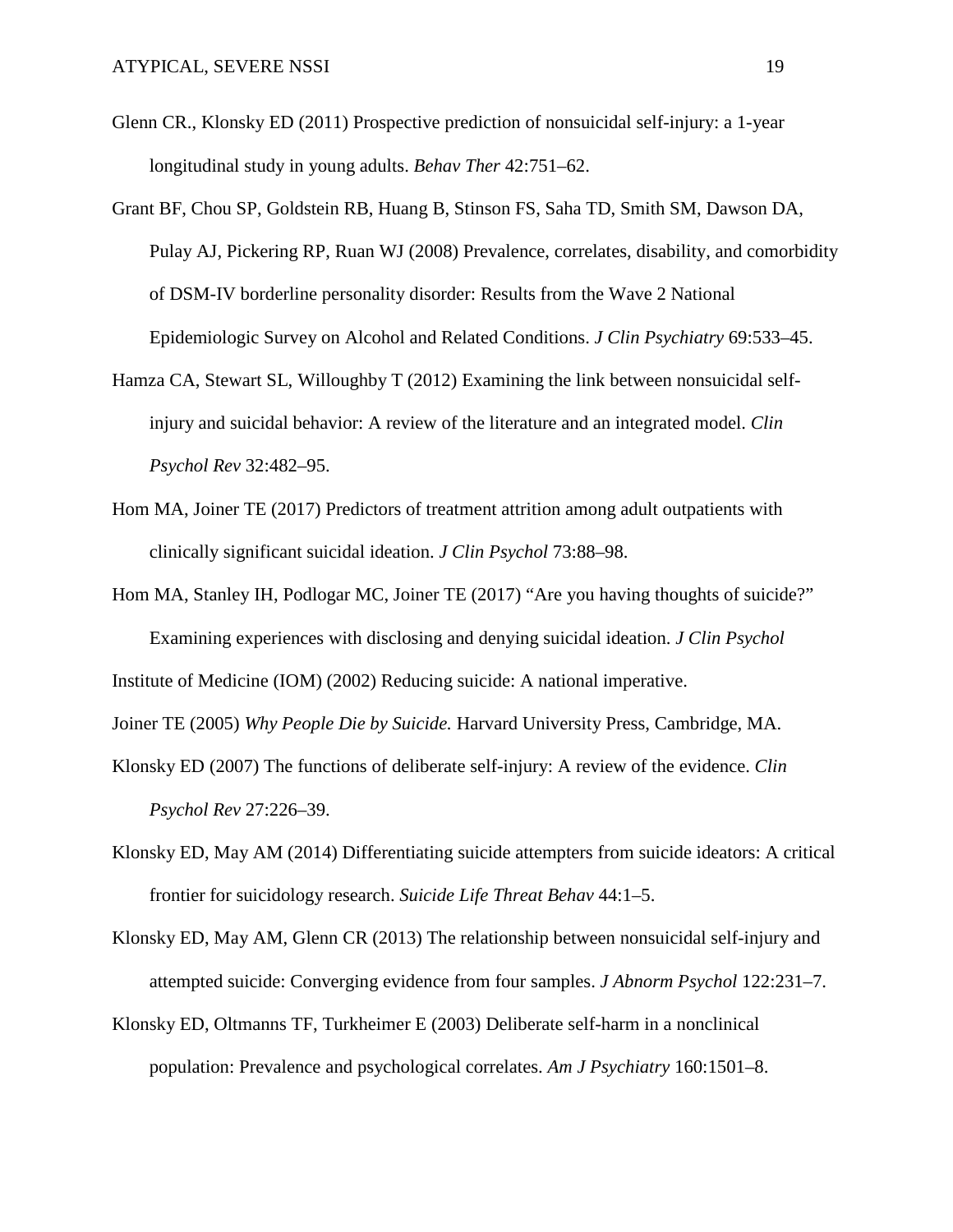Glenn CR., Klonsky ED (2011) Prospective prediction of nonsuicidal self-injury: a 1-year longitudinal study in young adults. *Behav Ther* 42:751–62.

Grant BF, Chou SP, Goldstein RB, Huang B, Stinson FS, Saha TD, Smith SM, Dawson DA, Pulay AJ, Pickering RP, Ruan WJ (2008) Prevalence, correlates, disability, and comorbidity of DSM-IV borderline personality disorder: Results from the Wave 2 National Epidemiologic Survey on Alcohol and Related Conditions. *J Clin Psychiatry* 69:533–45.

Hamza CA, Stewart SL, Willoughby T (2012) Examining the link between nonsuicidal self-injury and suicidal behavior: A review of the literature and an integrated model. *Clin Psychol Rev* 32:482–95.

Hom MA, Joiner TE (2017) Predictors of treatment attrition among adult outpatients with clinically significant suicidal ideation. *J Clin Psychol* 73:88–98.

Hom MA, Stanley IH, Podlogar MC, Joiner TE (2017) "Are you having thoughts of suicide?" Examining experiences with disclosing and denying suicidal ideation. *J Clin Psychol*

Institute of Medicine (IOM) (2002) Reducing suicide: A national imperative.

Joiner TE (2005) *Why People Die by Suicide.* Harvard University Press, Cambridge, MA.

Klonsky ED (2007) The functions of deliberate self-injury: A review of the evidence. *Clin Psychol Rev* 27:226–39.

Klonsky ED, May AM (2014) Differentiating suicide attempters from suicide ideators: A critical frontier for suicidology research. *Suicide Life Threat Behav* 44:1–5.

Klonsky ED, May AM, Glenn CR (2013) The relationship between nonsuicidal self-injury and attempted suicide: Converging evidence from four samples. *J Abnorm Psychol* 122:231–7.

Klonsky ED, Oltmanns TF, Turkheimer E (2003) Deliberate self-harm in a nonclinical population: Prevalence and psychological correlates. *Am J Psychiatry* 160:1501–8.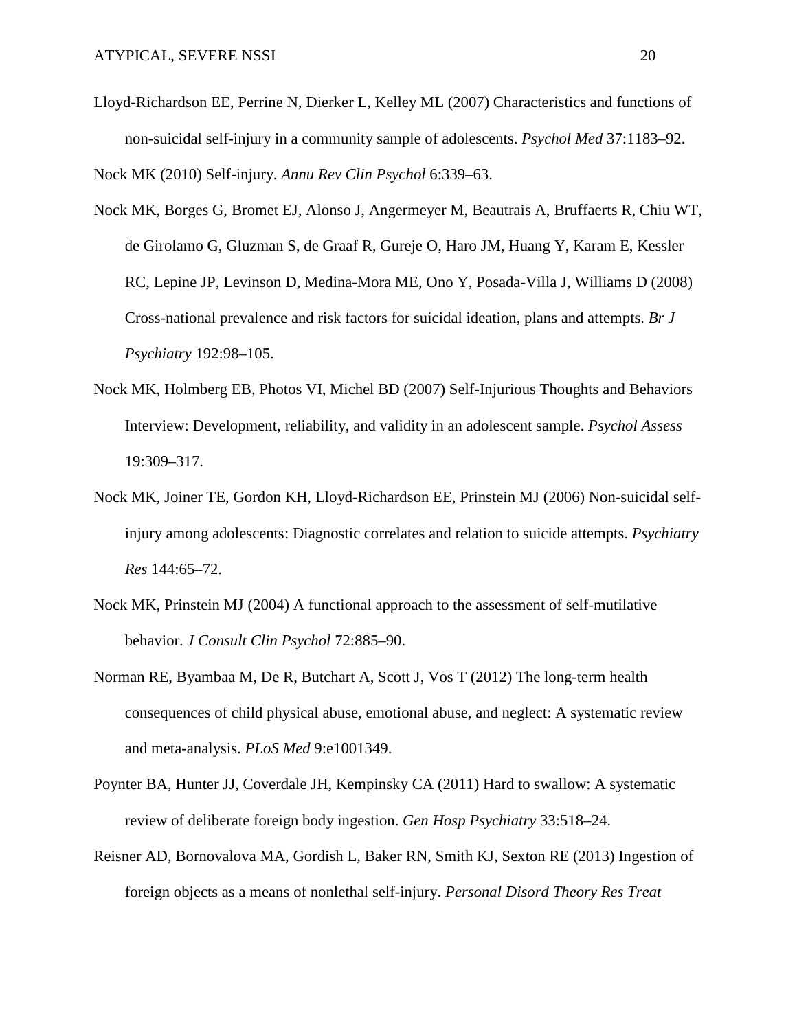Lloyd-Richardson EE, Perrine N, Dierker L, Kelley ML (2007) Characteristics and functions of non-suicidal self-injury in a community sample of adolescents. *Psychol Med* 37:1183–92.

Nock MK (2010) Self-injury. *Annu Rev Clin Psychol* 6:339–63.

Nock MK, Borges G, Bromet EJ, Alonso J, Angermeyer M, Beautrais A, Bruffaerts R, Chiu WT, de Girolamo G, Gluzman S, de Graaf R, Gureje O, Haro JM, Huang Y, Karam E, Kessler RC, Lepine JP, Levinson D, Medina-Mora ME, Ono Y, Posada-Villa J, Williams D (2008) Cross-national prevalence and risk factors for suicidal ideation, plans and attempts. *Br J Psychiatry* 192:98–105.

Nock MK, Holmberg EB, Photos VI, Michel BD (2007) Self-Injurious Thoughts and Behaviors Interview: Development, reliability, and validity in an adolescent sample. *Psychol Assess* 19:309–317.

Nock MK, Joiner TE, Gordon KH, Lloyd-Richardson EE, Prinstein MJ (2006) Non-suicidal self-injury among adolescents: Diagnostic correlates and relation to suicide attempts. *Psychiatry Res* 144:65–72.

Nock MK, Prinstein MJ (2004) A functional approach to the assessment of self-mutilative behavior. *J Consult Clin Psychol* 72:885–90.

Norman RE, Byambaa M, De R, Butchart A, Scott J, Vos T (2012) The long-term health consequences of child physical abuse, emotional abuse, and neglect: A systematic review and meta-analysis. *PLoS Med* 9:e1001349.

Poynter BA, Hunter JJ, Coverdale JH, Kempinsky CA (2011) Hard to swallow: A systematic review of deliberate foreign body ingestion. *Gen Hosp Psychiatry* 33:518–24.

Reisner AD, Bornovalova MA, Gordish L, Baker RN, Smith KJ, Sexton RE (2013) Ingestion of foreign objects as a means of nonlethal self-injury. *Personal Disord Theory Res Treat*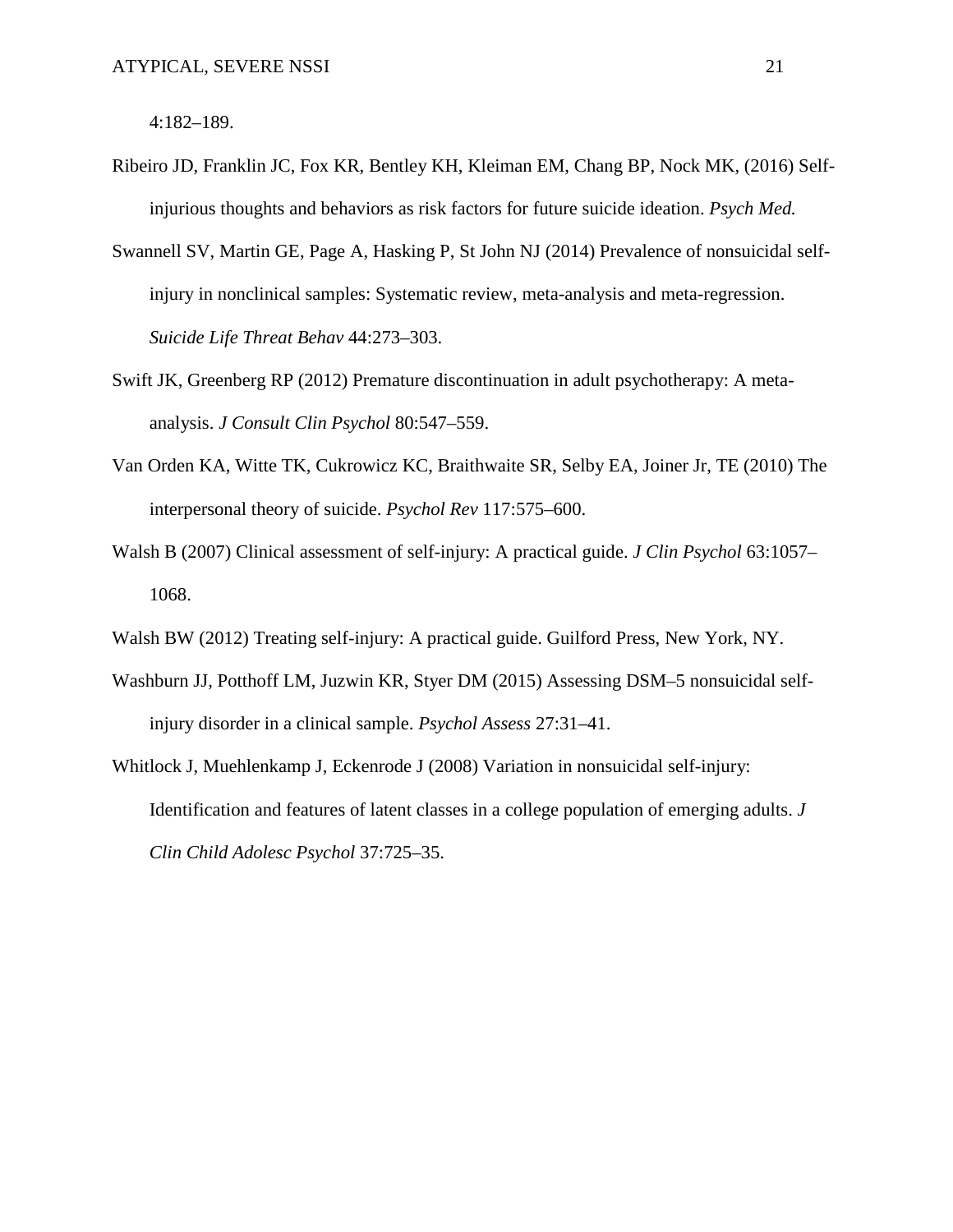4:182–189.

Ribeiro JD, Franklin JC, Fox KR, Bentley KH, Kleiman EM, Chang BP, Nock MK, (2016) Self-injurious thoughts and behaviors as risk factors for future suicide ideation. *Psych Med.*

Swannell SV, Martin GE, Page A, Hasking P, St John NJ (2014) Prevalence of nonsuicidal self-injury in nonclinical samples: Systematic review, meta-analysis and meta-regression. *Suicide Life Threat Behav* 44:273–303.

Swift JK, Greenberg RP (2012) Premature discontinuation in adult psychotherapy: A meta-analysis. *J Consult Clin Psychol* 80:547–559.

Van Orden KA, Witte TK, Cukrowicz KC, Braithwaite SR, Selby EA, Joiner Jr, TE (2010) The interpersonal theory of suicide. *Psychol Rev* 117:575–600.

Walsh B (2007) Clinical assessment of self-injury: A practical guide. *J Clin Psychol* 63:1057–1068.

Walsh BW (2012) Treating self-injury: A practical guide. Guilford Press, New York, NY.

Washburn JJ, Potthoff LM, Juzwin KR, Styer DM (2015) Assessing DSM–5 nonsuicidal self-injury disorder in a clinical sample. *Psychol Assess* 27:31–41.

Whitlock J, Muehlenkamp J, Eckenrode J (2008) Variation in nonsuicidal self-injury: Identification and features of latent classes in a college population of emerging adults. *J Clin Child Adolesc Psychol* 37:725–35.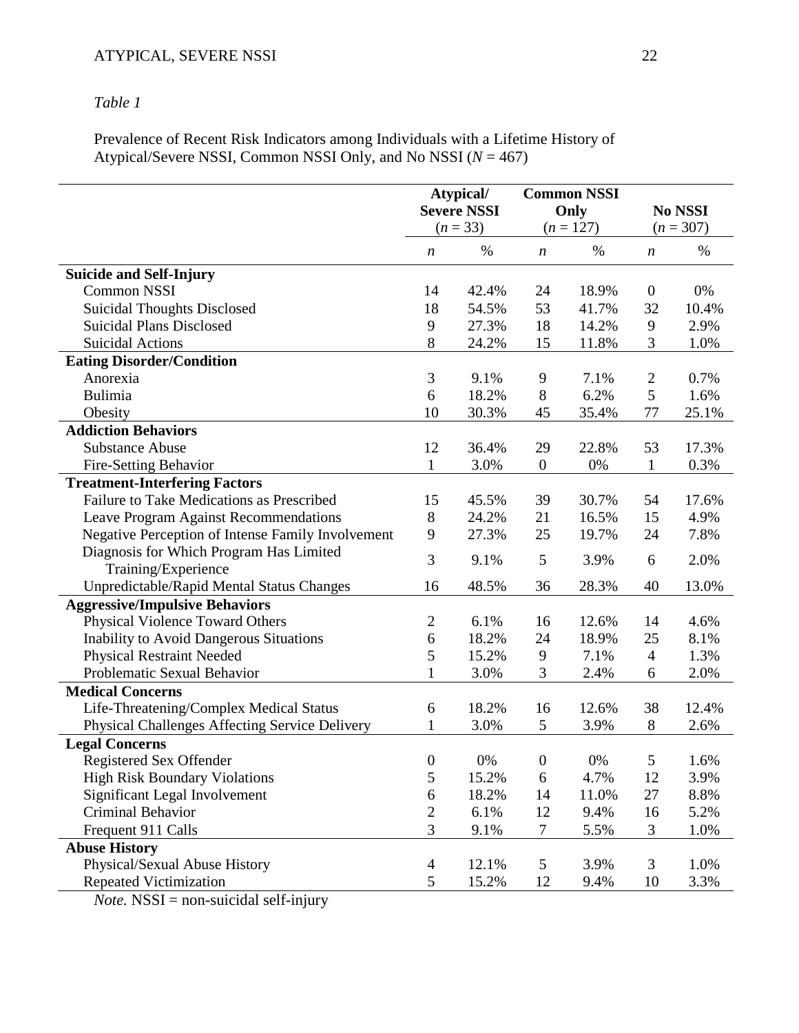*Table 1*

Prevalence of Recent Risk Indicators among Individuals with a Lifetime History of Atypical/Severe NSSI, Common NSSI Only, and No NSSI ($N$ = 467)

| | Atypical/ Severe NSSI ($n$ = 33) | | Common NSSI Only ($n$ = 127) | | No NSSI ($n$ = 307) | |
|---|---|---|---|---|---|---|
| | $n$ | % | $n$ | % | $n$ | % |
| **Suicide and Self-Injury** | | | | | | |
| Common NSSI | 14 | 42.4% | 24 | 18.9% | 0 | 0% |
| Suicidal Thoughts Disclosed | 18 | 54.5% | 53 | 41.7% | 32 | 10.4% |
| Suicidal Plans Disclosed | 9 | 27.3% | 18 | 14.2% | 9 | 2.9% |
| Suicidal Actions | 8 | 24.2% | 15 | 11.8% | 3 | 1.0% |
| **Eating Disorder/Condition** | | | | | | |
| Anorexia | 3 | 9.1% | 9 | 7.1% | 2 | 0.7% |
| Bulimia | 6 | 18.2% | 8 | 6.2% | 5 | 1.6% |
| Obesity | 10 | 30.3% | 45 | 35.4% | 77 | 25.1% |
| **Addiction Behaviors** | | | | | | |
| Substance Abuse | 12 | 36.4% | 29 | 22.8% | 53 | 17.3% |
| Fire-Setting Behavior | 1 | 3.0% | 0 | 0% | 1 | 0.3% |
| **Treatment-Interfering Factors** | | | | | | |
| Failure to Take Medications as Prescribed | 15 | 45.5% | 39 | 30.7% | 54 | 17.6% |
| Leave Program Against Recommendations | 8 | 24.2% | 21 | 16.5% | 15 | 4.9% |
| Negative Perception of Intense Family Involvement | 9 | 27.3% | 25 | 19.7% | 24 | 7.8% |
| Diagnosis for Which Program Has Limited Training/Experience | 3 | 9.1% | 5 | 3.9% | 6 | 2.0% |
| Unpredictable/Rapid Mental Status Changes | 16 | 48.5% | 36 | 28.3% | 40 | 13.0% |
| **Aggressive/Impulsive Behaviors** | | | | | | |
| Physical Violence Toward Others | 2 | 6.1% | 16 | 12.6% | 14 | 4.6% |
| Inability to Avoid Dangerous Situations | 6 | 18.2% | 24 | 18.9% | 25 | 8.1% |
| Physical Restraint Needed | 5 | 15.2% | 9 | 7.1% | 4 | 1.3% |
| Problematic Sexual Behavior | 1 | 3.0% | 3 | 2.4% | 6 | 2.0% |
| **Medical Concerns** | | | | | | |
| Life-Threatening/Complex Medical Status | 6 | 18.2% | 16 | 12.6% | 38 | 12.4% |
| Physical Challenges Affecting Service Delivery | 1 | 3.0% | 5 | 3.9% | 8 | 2.6% |
| **Legal Concerns** | | | | | | |
| Registered Sex Offender | 0 | 0% | 0 | 0% | 5 | 1.6% |
| High Risk Boundary Violations | 5 | 15.2% | 6 | 4.7% | 12 | 3.9% |
| Significant Legal Involvement | 6 | 18.2% | 14 | 11.0% | 27 | 8.8% |
| Criminal Behavior | 2 | 6.1% | 12 | 9.4% | 16 | 5.2% |
| Frequent 911 Calls | 3 | 9.1% | 7 | 5.5% | 3 | 1.0% |
| **Abuse History** | | | | | | |
| Physical/Sexual Abuse History | 4 | 12.1% | 5 | 3.9% | 3 | 1.0% |
| Repeated Victimization | 5 | 15.2% | 12 | 9.4% | 10 | 3.3% |

*Note.* NSSI = non-suicidal self-injury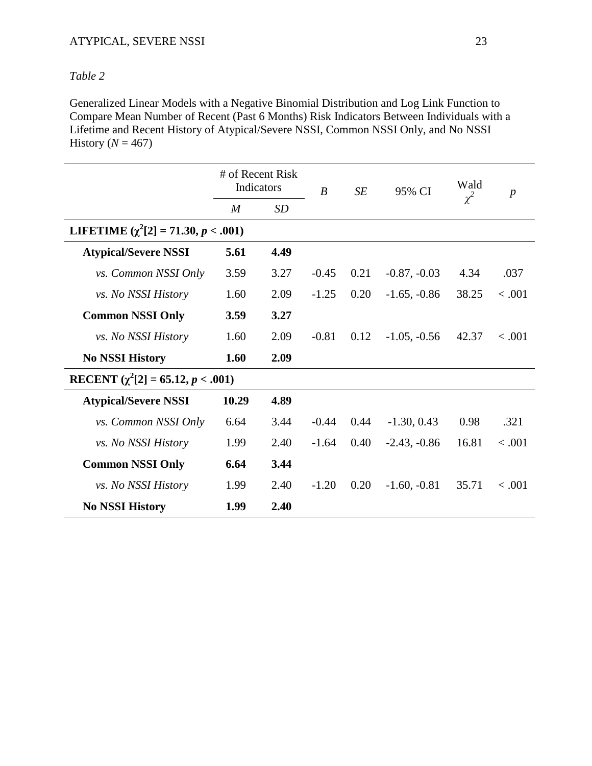*Table 2*

Generalized Linear Models with a Negative Binomial Distribution and Log Link Function to Compare Mean Number of Recent (Past 6 Months) Risk Indicators Between Individuals with a Lifetime and Recent History of Atypical/Severe NSSI, Common NSSI Only, and No NSSI History ($N$ = 467)

| | # of Recent Risk Indicators | | $B$ | $SE$ | 95% CI | Wald $\chi^2$ | $p$ |
|---|---|---|---|---|---|---|---|
| | $M$ | $SD$ | | | | | |
| **LIFETIME ($\chi^2$[2] = 71.30, $p$ < .001)** | | | | | | | |
| **Atypical/Severe NSSI** | **5.61** | **4.49** | | | | | |
| *vs. Common NSSI Only* | 3.59 | 3.27 | -0.45 | 0.21 | -0.87, -0.03 | 4.34 | .037 |
| *vs. No NSSI History* | 1.60 | 2.09 | -1.25 | 0.20 | -1.65, -0.86 | 38.25 | < .001 |
| **Common NSSI Only** | **3.59** | **3.27** | | | | | |
| *vs. No NSSI History* | 1.60 | 2.09 | -0.81 | 0.12 | -1.05, -0.56 | 42.37 | < .001 |
| **No NSSI History** | **1.60** | **2.09** | | | | | |
| **RECENT ($\chi^2$[2] = 65.12, $p$ < .001)** | | | | | | | |
| **Atypical/Severe NSSI** | **10.29** | **4.89** | | | | | |
| *vs. Common NSSI Only* | 6.64 | 3.44 | -0.44 | 0.44 | -1.30, 0.43 | 0.98 | .321 |
| *vs. No NSSI History* | 1.99 | 2.40 | -1.64 | 0.40 | -2.43, -0.86 | 16.81 | < .001 |
| **Common NSSI Only** | **6.64** | **3.44** | | | | | |
| *vs. No NSSI History* | 1.99 | 2.40 | -1.20 | 0.20 | -1.60, -0.81 | 35.71 | < .001 |
| **No NSSI History** | **1.99** | **2.40** | | | | | |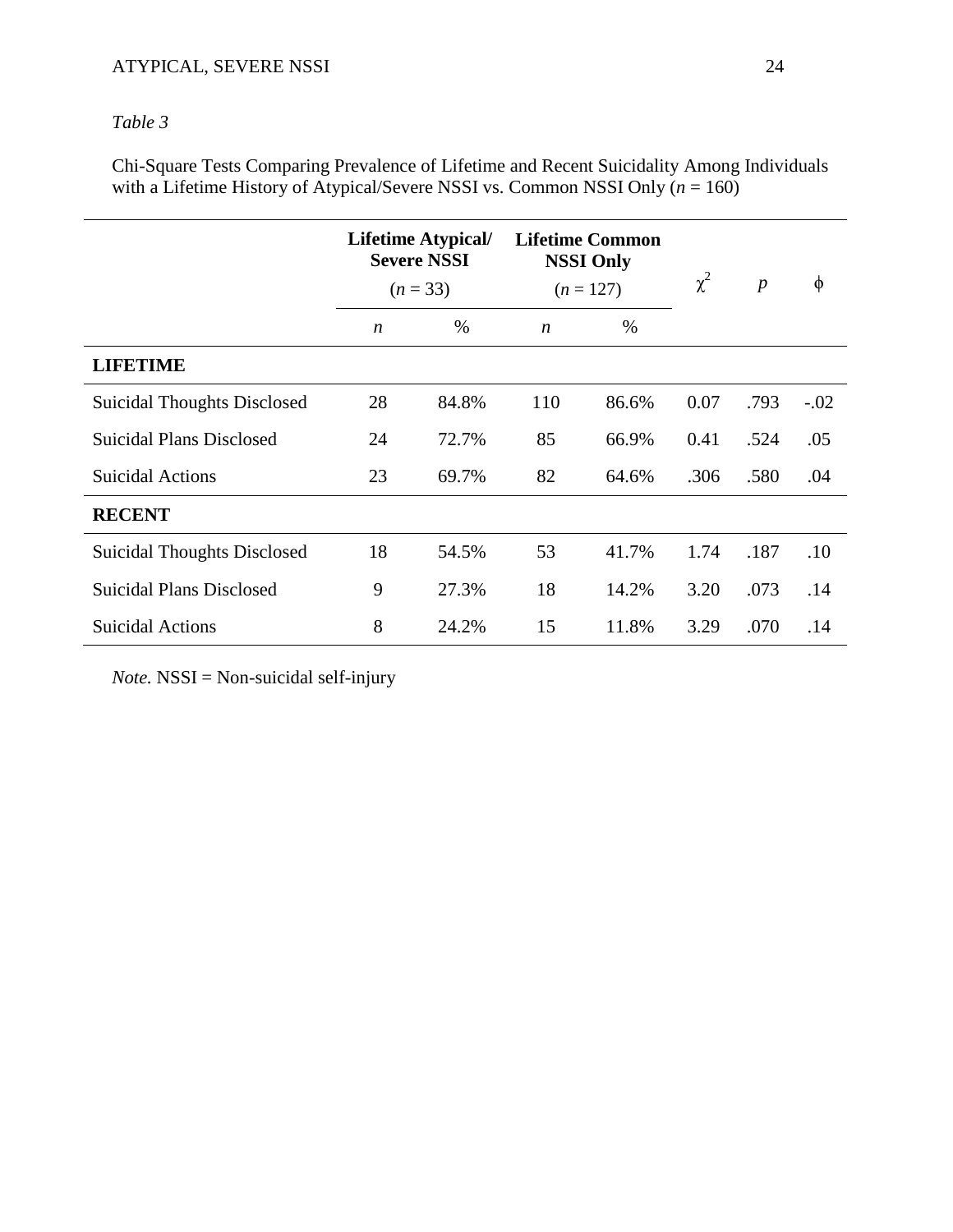*Table 3*

Chi-Square Tests Comparing Prevalence of Lifetime and Recent Suicidality Among Individuals with a Lifetime History of Atypical/Severe NSSI vs. Common NSSI Only ($n$ = 160)

| | **Lifetime Atypical/ Severe NSSI** ($n$ = 33) | | **Lifetime Common NSSI Only** ($n$ = 127) | | $\chi^2$ | $p$ | $\phi$ |
|---|---|---|---|---|---|---|---|
| | $n$ | % | $n$ | % | | | |
| **LIFETIME** | | | | | | | |
| Suicidal Thoughts Disclosed | 28 | 84.8% | 110 | 86.6% | 0.07 | .793 | -.02 |
| Suicidal Plans Disclosed | 24 | 72.7% | 85 | 66.9% | 0.41 | .524 | .05 |
| Suicidal Actions | 23 | 69.7% | 82 | 64.6% | .306 | .580 | .04 |
| **RECENT** | | | | | | | |
| Suicidal Thoughts Disclosed | 18 | 54.5% | 53 | 41.7% | 1.74 | .187 | .10 |
| Suicidal Plans Disclosed | 9 | 27.3% | 18 | 14.2% | 3.20 | .073 | .14 |
| Suicidal Actions | 8 | 24.2% | 15 | 11.8% | 3.29 | .070 | .14 |

*Note.* NSSI = Non-suicidal self-injury